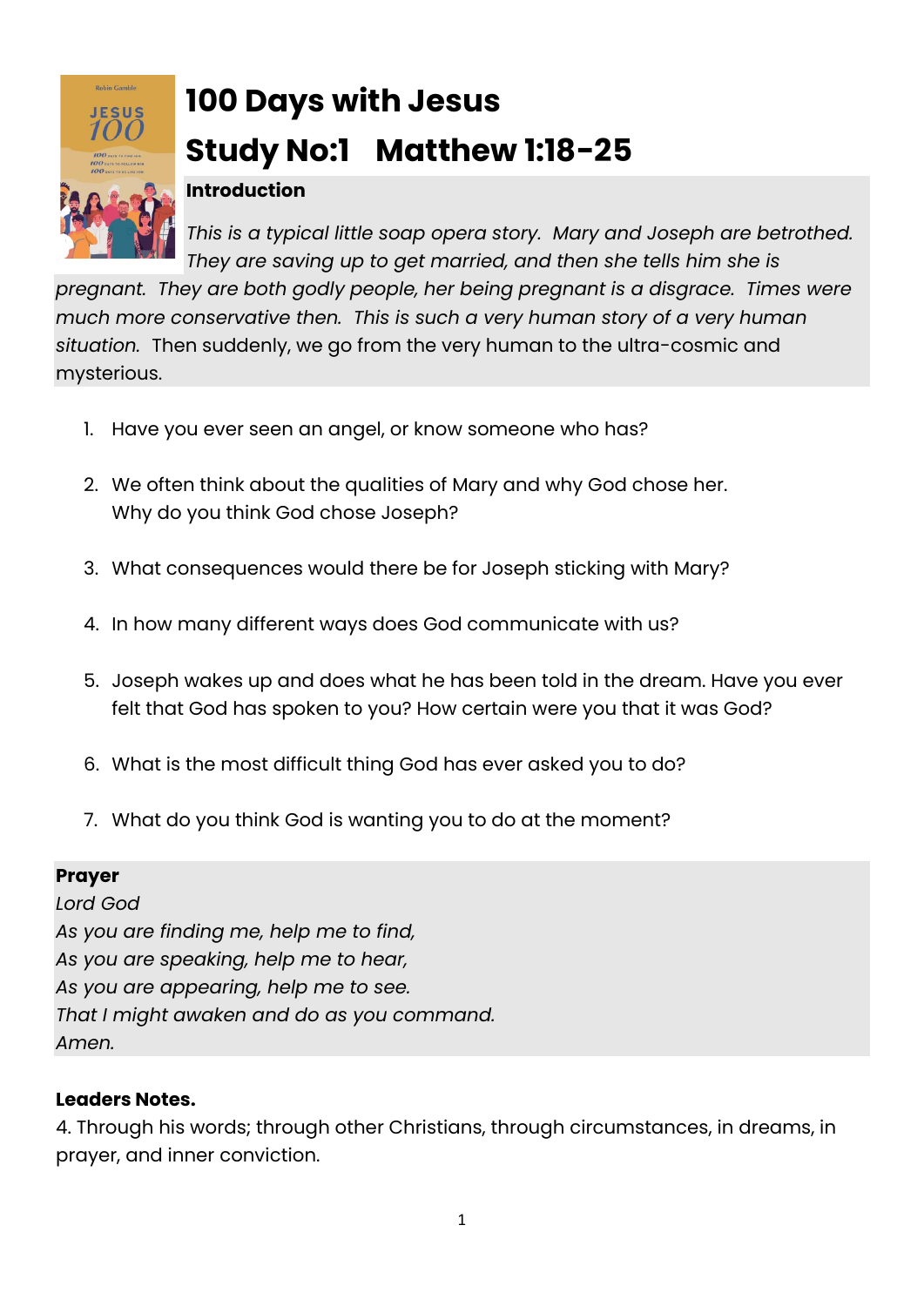# 100 Days with Jesus

# Study No:1 Matthew 1:18-25

**Introduction**

*This is a typical little soap opera story. Mary and Joseph are betrothed. They are saving up to get married, and then she tells him she is pregnant. They are both godly people, her being pregnant is a disgrace. Times were much more conservative then. This is such a very human story of a very human situation.* Then suddenly, we go from the very human to the ultra-cosmic and mysterious.

1. Have you ever seen an angel, or know someone who has?
2. We often think about the qualities of Mary and why God chose her. Why do you think God chose Joseph?
3. What consequences would there be for Joseph sticking with Mary?
4. In how many different ways does God communicate with us?
5. Joseph wakes up and does what he has been told in the dream. Have you ever felt that God has spoken to you? How certain were you that it was God?
6. What is the most difficult thing God has ever asked you to do?
7. What do you think God is wanting you to do at the moment?

**Prayer**

*Lord God*
*As you are finding me, help me to find,*
*As you are speaking, help me to hear,*
*As you are appearing, help me to see.*
*That I might awaken and do as you command.*
*Amen.*

**Leaders Notes.**

4. Through his words; through other Christians, through circumstances, in dreams, in prayer, and inner conviction.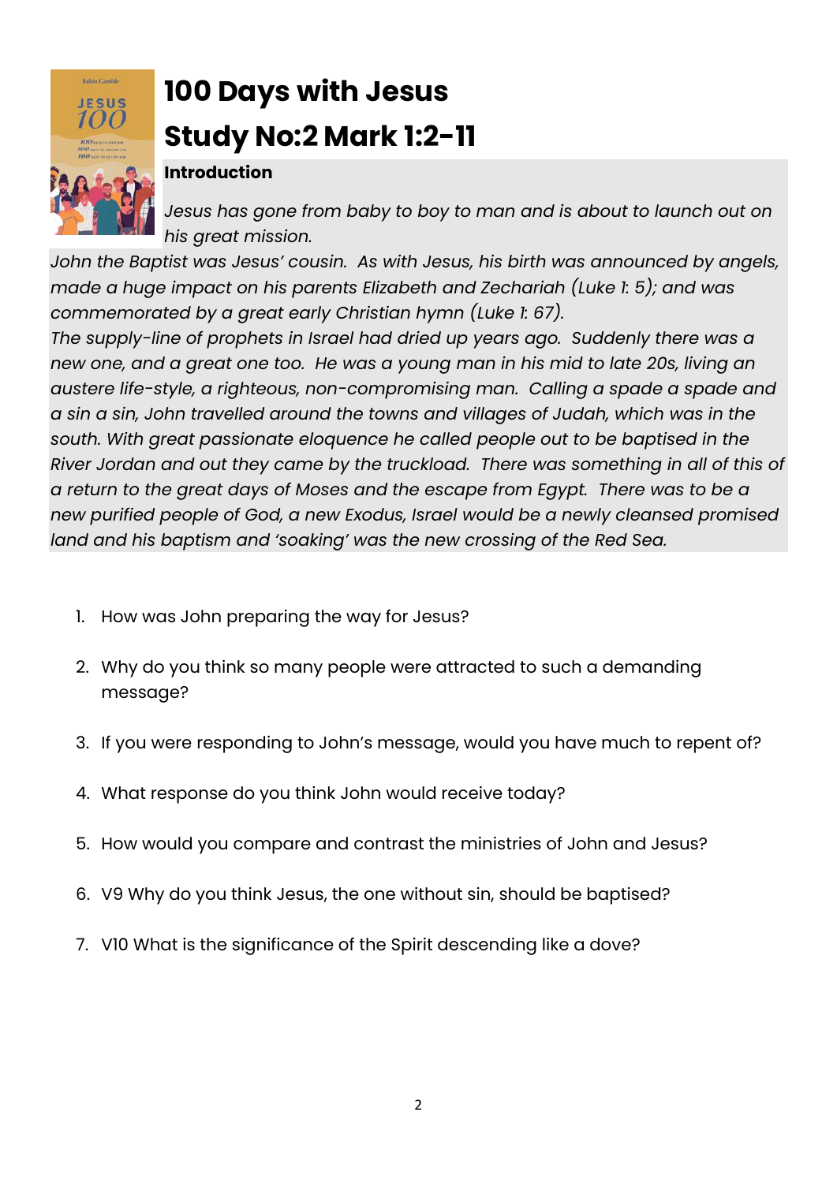# 100 Days with Jesus

# Study No:2 Mark 1:2-11

**Introduction**

*Jesus has gone from baby to boy to man and is about to launch out on his great mission.*

*John the Baptist was Jesus' cousin. As with Jesus, his birth was announced by angels, made a huge impact on his parents Elizabeth and Zechariah (Luke 1: 5); and was commemorated by a great early Christian hymn (Luke 1: 67).*

*The supply-line of prophets in Israel had dried up years ago. Suddenly there was a new one, and a great one too. He was a young man in his mid to late 20s, living an austere life-style, a righteous, non-compromising man. Calling a spade a spade and a sin a sin, John travelled around the towns and villages of Judah, which was in the south. With great passionate eloquence he called people out to be baptised in the River Jordan and out they came by the truckload. There was something in all of this of a return to the great days of Moses and the escape from Egypt. There was to be a new purified people of God, a new Exodus, Israel would be a newly cleansed promised land and his baptism and 'soaking' was the new crossing of the Red Sea.*

1. How was John preparing the way for Jesus?
2. Why do you think so many people were attracted to such a demanding message?
3. If you were responding to John's message, would you have much to repent of?
4. What response do you think John would receive today?
5. How would you compare and contrast the ministries of John and Jesus?
6. V9 Why do you think Jesus, the one without sin, should be baptised?
7. V10 What is the significance of the Spirit descending like a dove?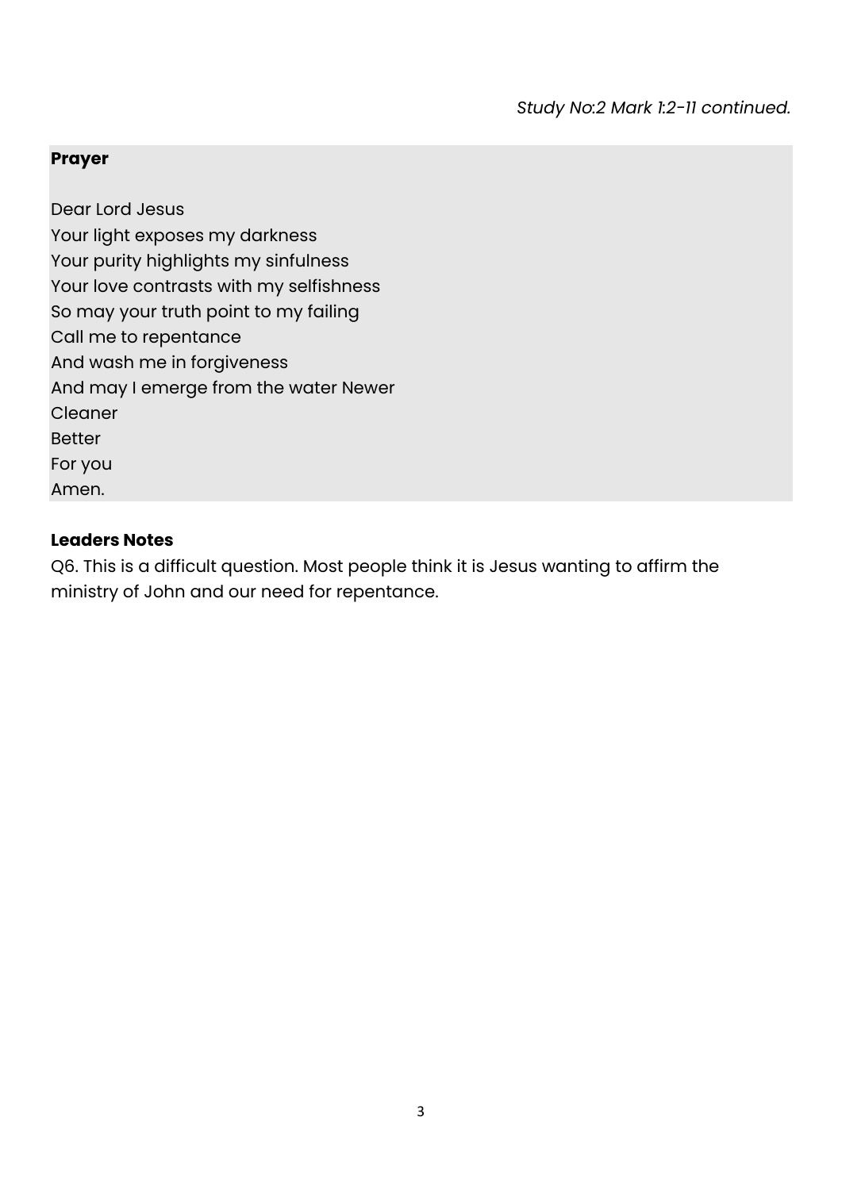*Study No:2 Mark 1:2-11 continued.*

**Prayer**

Dear Lord Jesus
Your light exposes my darkness
Your purity highlights my sinfulness
Your love contrasts with my selfishness
So may your truth point to my failing
Call me to repentance
And wash me in forgiveness
And may I emerge from the water Newer
Cleaner
Better
For you
Amen.

**Leaders Notes**

Q6. This is a difficult question. Most people think it is Jesus wanting to affirm the ministry of John and our need for repentance.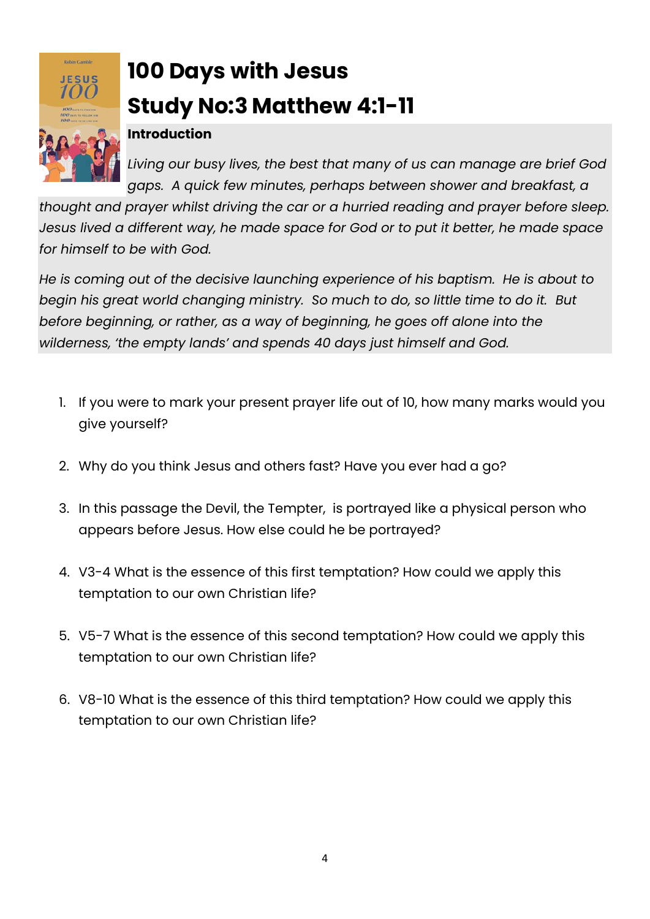# 100 Days with Jesus

# Study No:3 Matthew 4:1-11

### Introduction

*Living our busy lives, the best that many of us can manage are brief God gaps. A quick few minutes, perhaps between shower and breakfast, a thought and prayer whilst driving the car or a hurried reading and prayer before sleep. Jesus lived a different way, he made space for God or to put it better, he made space for himself to be with God.*

*He is coming out of the decisive launching experience of his baptism. He is about to begin his great world changing ministry. So much to do, so little time to do it. But before beginning, or rather, as a way of beginning, he goes off alone into the wilderness, 'the empty lands' and spends 40 days just himself and God.*

1. If you were to mark your present prayer life out of 10, how many marks would you give yourself?
2. Why do you think Jesus and others fast? Have you ever had a go?
3. In this passage the Devil, the Tempter, is portrayed like a physical person who appears before Jesus. How else could he be portrayed?
4. V3-4 What is the essence of this first temptation? How could we apply this temptation to our own Christian life?
5. V5-7 What is the essence of this second temptation? How could we apply this temptation to our own Christian life?
6. V8-10 What is the essence of this third temptation? How could we apply this temptation to our own Christian life?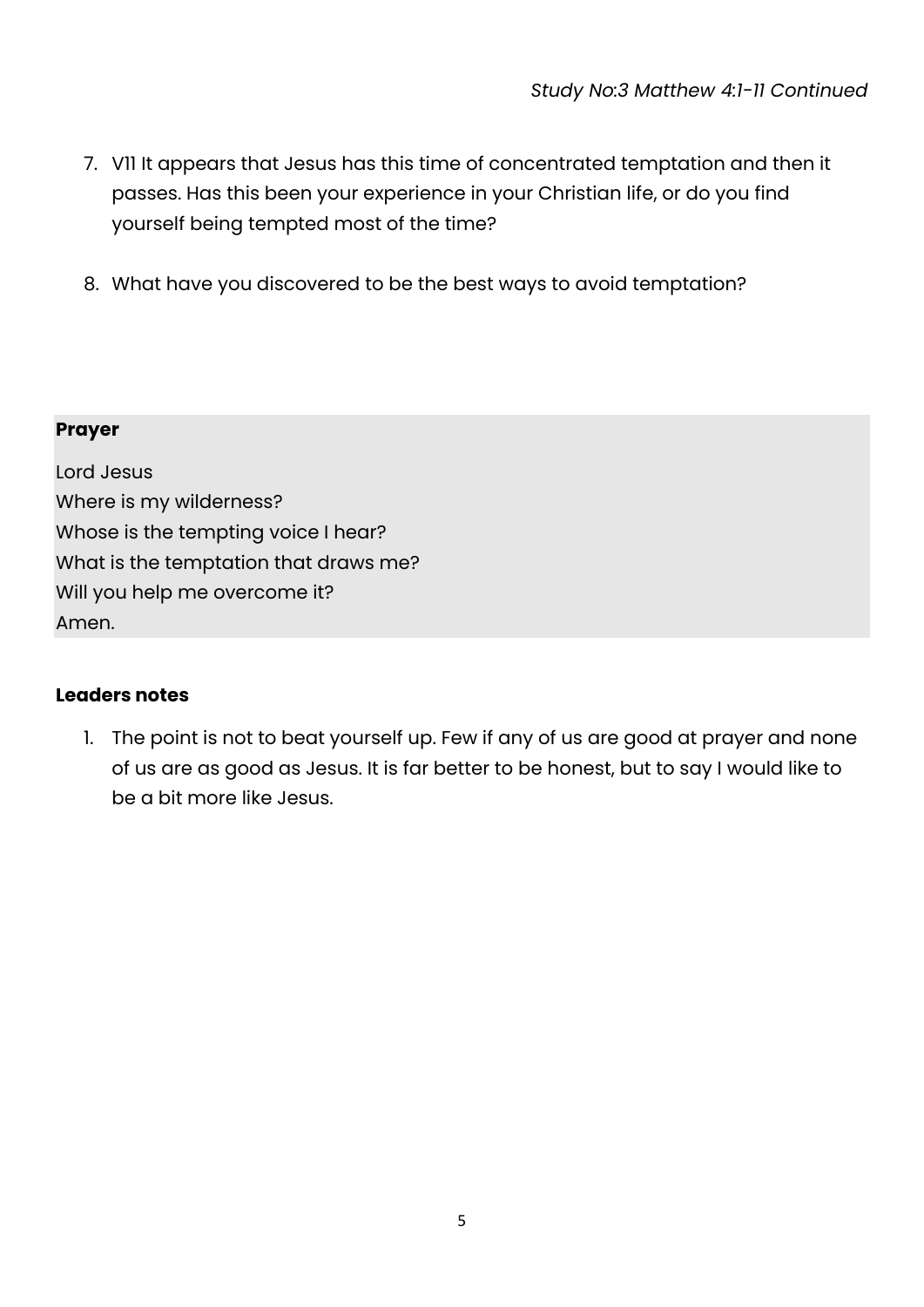*Study No:3 Matthew 4:1-11 Continued*

7. V11 It appears that Jesus has this time of concentrated temptation and then it passes. Has this been your experience in your Christian life, or do you find yourself being tempted most of the time?

8. What have you discovered to be the best ways to avoid temptation?

**Prayer**

Lord Jesus
Where is my wilderness?
Whose is the tempting voice I hear?
What is the temptation that draws me?
Will you help me overcome it?
Amen.

**Leaders notes**

1. The point is not to beat yourself up. Few if any of us are good at prayer and none of us are as good as Jesus. It is far better to be honest, but to say I would like to be a bit more like Jesus.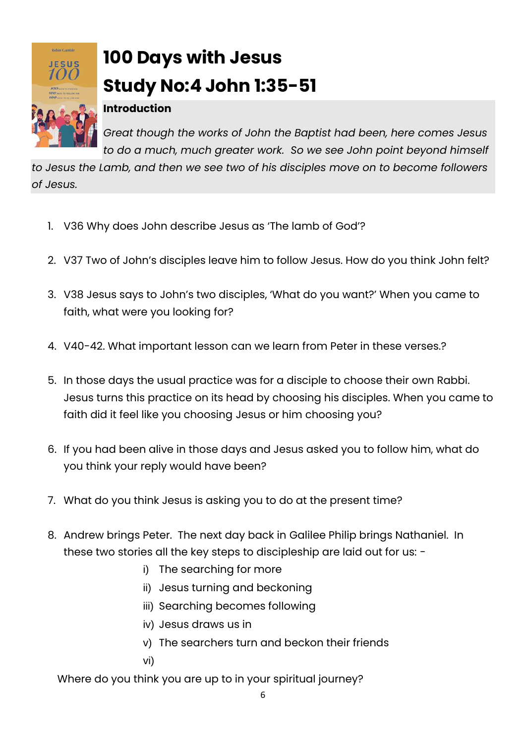# 100 Days with Jesus

# Study No:4 John 1:35-51

**Introduction**

*Great though the works of John the Baptist had been, here comes Jesus to do a much, much greater work. So we see John point beyond himself to Jesus the Lamb, and then we see two of his disciples move on to become followers of Jesus.*

1. V36 Why does John describe Jesus as 'The lamb of God'?

2. V37 Two of John's disciples leave him to follow Jesus. How do you think John felt?

3. V38 Jesus says to John's two disciples, 'What do you want?' When you came to faith, what were you looking for?

4. V40-42. What important lesson can we learn from Peter in these verses.?

5. In those days the usual practice was for a disciple to choose their own Rabbi. Jesus turns this practice on its head by choosing his disciples. When you came to faith did it feel like you choosing Jesus or him choosing you?

6. If you had been alive in those days and Jesus asked you to follow him, what do you think your reply would have been?

7. What do you think Jesus is asking you to do at the present time?

8. Andrew brings Peter. The next day back in Galilee Philip brings Nathaniel. In these two stories all the key steps to discipleship are laid out for us: -
   i) The searching for more
   ii) Jesus turning and beckoning
   iii) Searching becomes following
   iv) Jesus draws us in
   v) The searchers turn and beckon their friends
   vi)

Where do you think you are up to in your spiritual journey?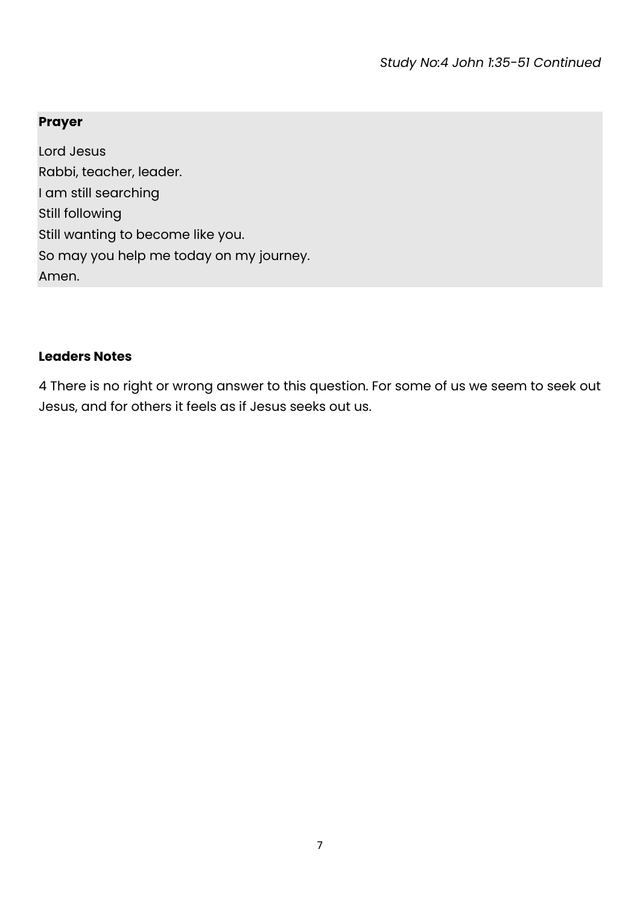*Study No:4 John 1:35-51 Continued*

**Prayer**

Lord Jesus
Rabbi, teacher, leader.
I am still searching
Still following
Still wanting to become like you.
So may you help me today on my journey.
Amen.

**Leaders Notes**

4 There is no right or wrong answer to this question. For some of us we seem to seek out Jesus, and for others it feels as if Jesus seeks out us.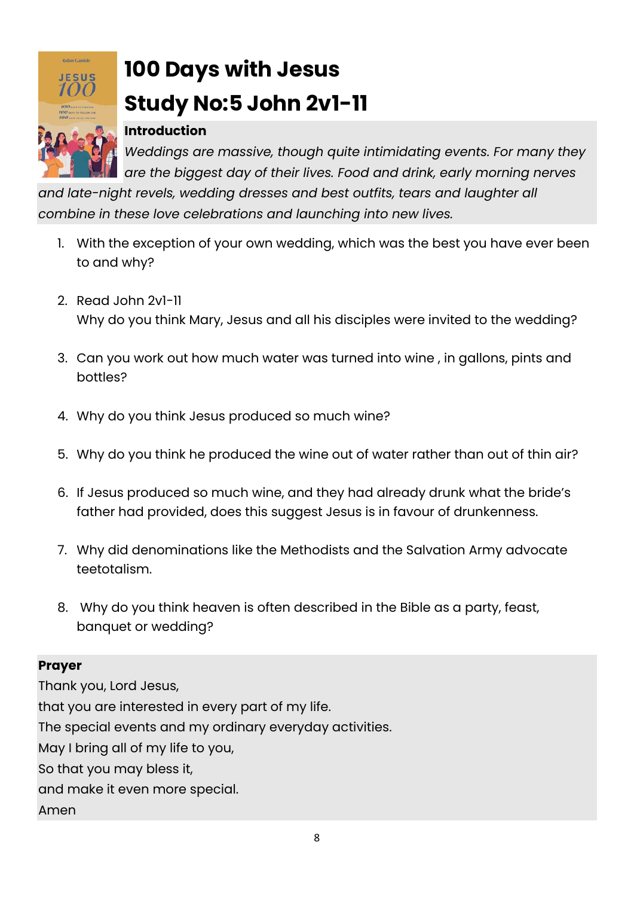# 100 Days with Jesus

# Study No:5 John 2v1-11

**Introduction**

*Weddings are massive, though quite intimidating events. For many they are the biggest day of their lives. Food and drink, early morning nerves and late-night revels, wedding dresses and best outfits, tears and laughter all combine in these love celebrations and launching into new lives.*

1. With the exception of your own wedding, which was the best you have ever been to and why?

2. Read John 2v1-11
   Why do you think Mary, Jesus and all his disciples were invited to the wedding?

3. Can you work out how much water was turned into wine , in gallons, pints and bottles?

4. Why do you think Jesus produced so much wine?

5. Why do you think he produced the wine out of water rather than out of thin air?

6. If Jesus produced so much wine, and they had already drunk what the bride's father had provided, does this suggest Jesus is in favour of drunkenness.

7. Why did denominations like the Methodists and the Salvation Army advocate teetotalism.

8. Why do you think heaven is often described in the Bible as a party, feast, banquet or wedding?

**Prayer**

Thank you, Lord Jesus,
that you are interested in every part of my life.
The special events and my ordinary everyday activities.
May I bring all of my life to you,
So that you may bless it,
and make it even more special.
Amen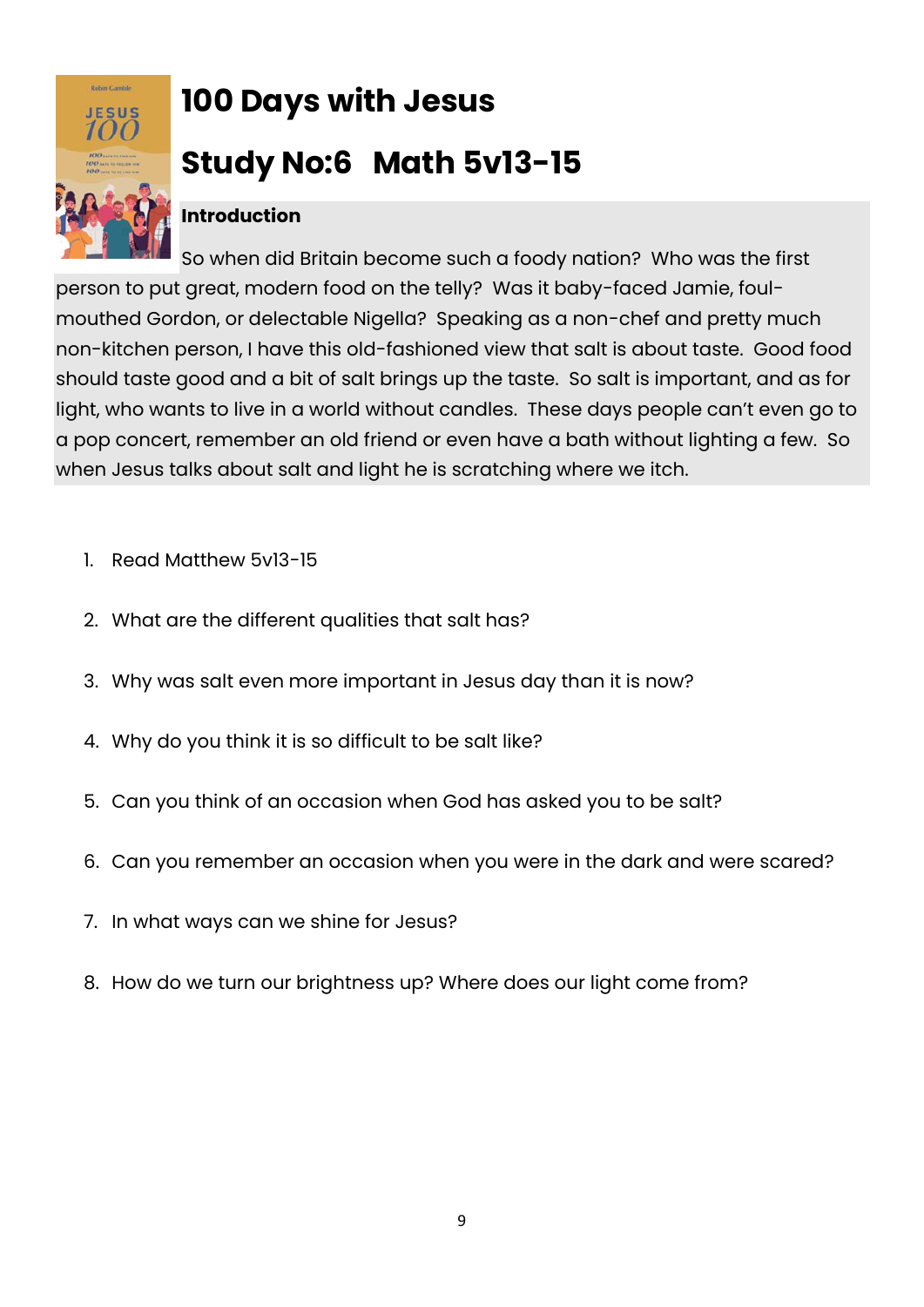# 100 Days with Jesus

# Study No:6 Math 5v13-15

**Introduction**

So when did Britain become such a foody nation? Who was the first person to put great, modern food on the telly? Was it baby-faced Jamie, foul-mouthed Gordon, or delectable Nigella? Speaking as a non-chef and pretty much non-kitchen person, I have this old-fashioned view that salt is about taste. Good food should taste good and a bit of salt brings up the taste. So salt is important, and as for light, who wants to live in a world without candles. These days people can't even go to a pop concert, remember an old friend or even have a bath without lighting a few. So when Jesus talks about salt and light he is scratching where we itch.

1. Read Matthew 5v13-15
2. What are the different qualities that salt has?
3. Why was salt even more important in Jesus day than it is now?
4. Why do you think it is so difficult to be salt like?
5. Can you think of an occasion when God has asked you to be salt?
6. Can you remember an occasion when you were in the dark and were scared?
7. In what ways can we shine for Jesus?
8. How do we turn our brightness up? Where does our light come from?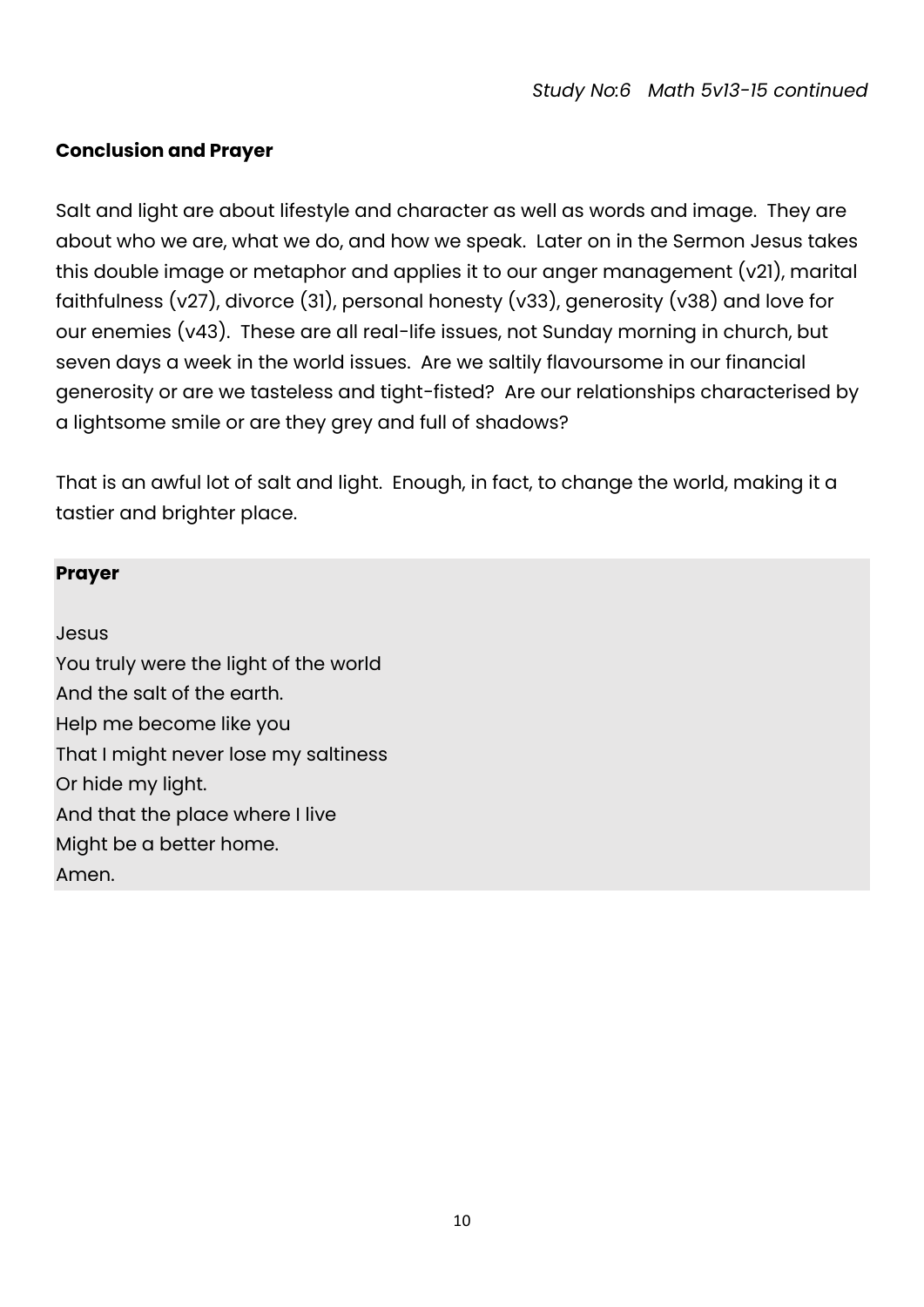*Study No:6   Math 5v13-15 continued*

**Conclusion and Prayer**

Salt and light are about lifestyle and character as well as words and image. They are about who we are, what we do, and how we speak. Later on in the Sermon Jesus takes this double image or metaphor and applies it to our anger management (v21), marital faithfulness (v27), divorce (31), personal honesty (v33), generosity (v38) and love for our enemies (v43). These are all real-life issues, not Sunday morning in church, but seven days a week in the world issues. Are we saltily flavoursome in our financial generosity or are we tasteless and tight-fisted? Are our relationships characterised by a lightsome smile or are they grey and full of shadows?

That is an awful lot of salt and light. Enough, in fact, to change the world, making it a tastier and brighter place.

**Prayer**

Jesus  
You truly were the light of the world  
And the salt of the earth.  
Help me become like you  
That I might never lose my saltiness  
Or hide my light.  
And that the place where I live  
Might be a better home.  
Amen.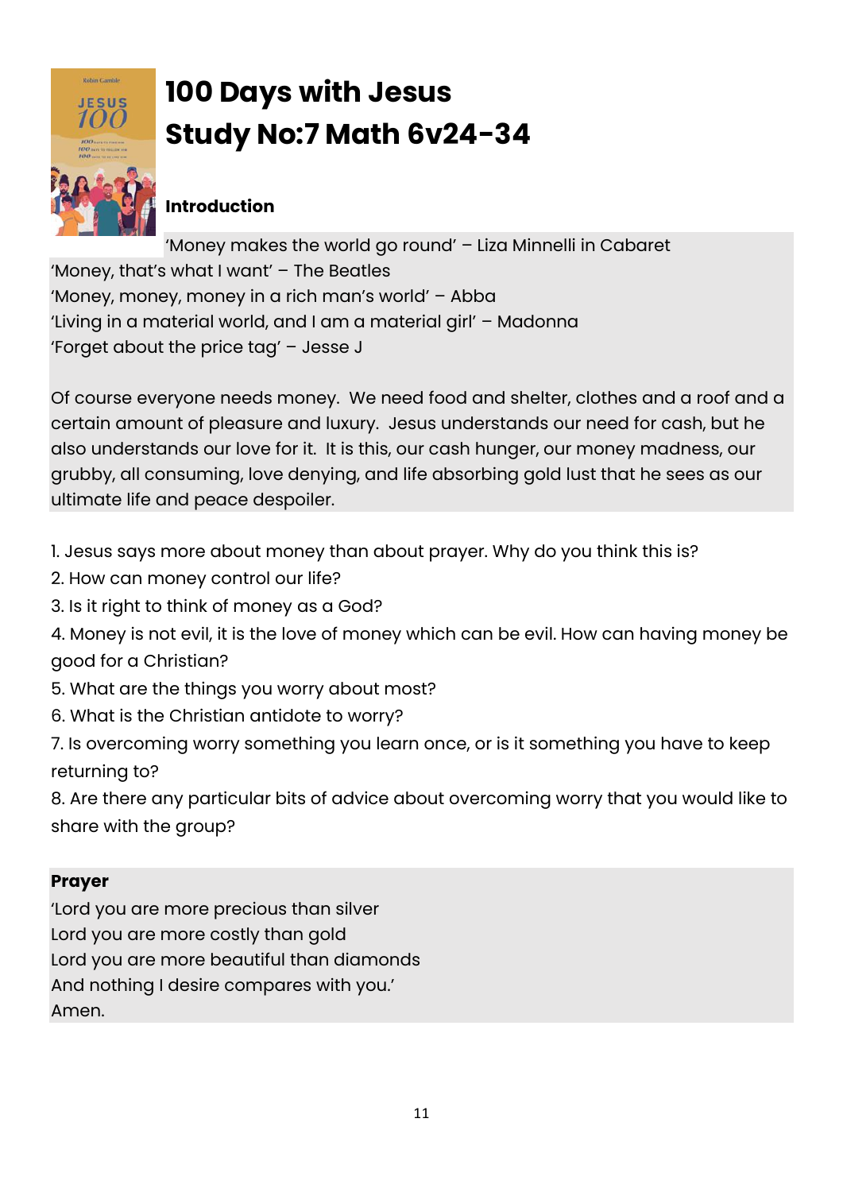# 100 Days with Jesus
# Study No:7 Math 6v24-34

### Introduction

'Money makes the world go round' – Liza Minnelli in Cabaret
'Money, that's what I want' – The Beatles
'Money, money, money in a rich man's world' – Abba
'Living in a material world, and I am a material girl' – Madonna
'Forget about the price tag' – Jesse J

Of course everyone needs money. We need food and shelter, clothes and a roof and a certain amount of pleasure and luxury. Jesus understands our need for cash, but he also understands our love for it. It is this, our cash hunger, our money madness, our grubby, all consuming, love denying, and life absorbing gold lust that he sees as our ultimate life and peace despoiler.

1. Jesus says more about money than about prayer. Why do you think this is?
2. How can money control our life?
3. Is it right to think of money as a God?
4. Money is not evil, it is the love of money which can be evil. How can having money be good for a Christian?
5. What are the things you worry about most?
6. What is the Christian antidote to worry?
7. Is overcoming worry something you learn once, or is it something you have to keep returning to?
8. Are there any particular bits of advice about overcoming worry that you would like to share with the group?

**Prayer**
'Lord you are more precious than silver
Lord you are more costly than gold
Lord you are more beautiful than diamonds
And nothing I desire compares with you.'
Amen.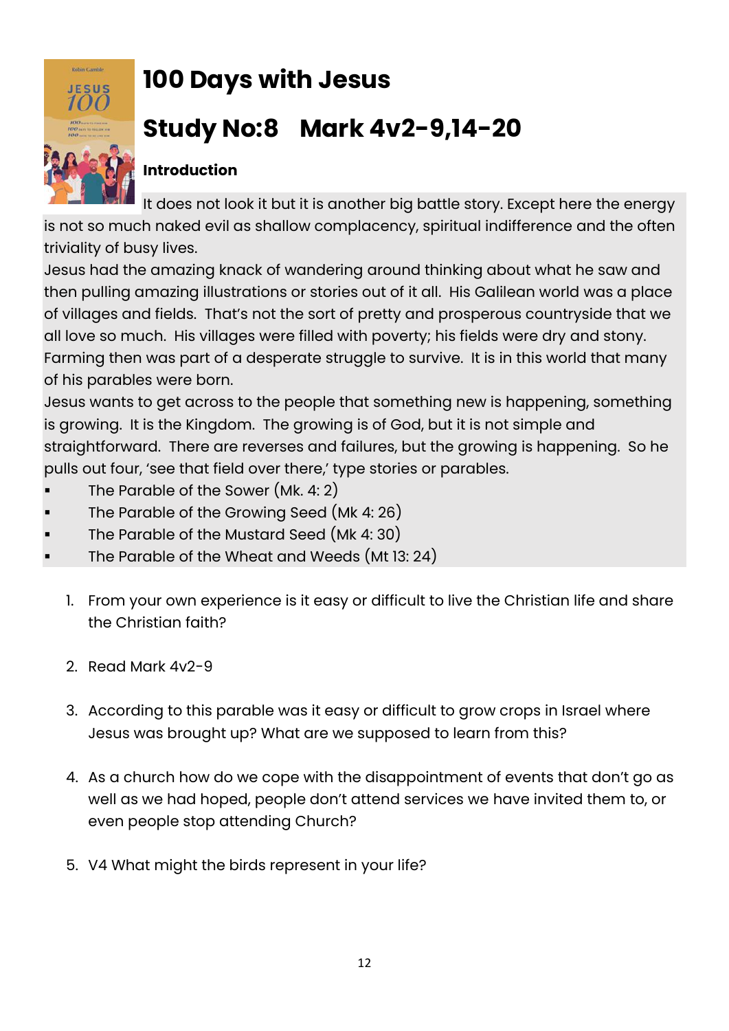# 100 Days with Jesus

# Study No:8 Mark 4v2-9,14-20

### Introduction

It does not look it but it is another big battle story. Except here the energy is not so much naked evil as shallow complacency, spiritual indifference and the often triviality of busy lives.

Jesus had the amazing knack of wandering around thinking about what he saw and then pulling amazing illustrations or stories out of it all. His Galilean world was a place of villages and fields. That's not the sort of pretty and prosperous countryside that we all love so much. His villages were filled with poverty; his fields were dry and stony. Farming then was part of a desperate struggle to survive. It is in this world that many of his parables were born.

Jesus wants to get across to the people that something new is happening, something is growing. It is the Kingdom. The growing is of God, but it is not simple and straightforward. There are reverses and failures, but the growing is happening. So he pulls out four, 'see that field over there,' type stories or parables.

- The Parable of the Sower (Mk. 4: 2)
- The Parable of the Growing Seed (Mk 4: 26)
- The Parable of the Mustard Seed (Mk 4: 30)
- The Parable of the Wheat and Weeds (Mt 13: 24)

1. From your own experience is it easy or difficult to live the Christian life and share the Christian faith?
2. Read Mark 4v2-9
3. According to this parable was it easy or difficult to grow crops in Israel where Jesus was brought up? What are we supposed to learn from this?
4. As a church how do we cope with the disappointment of events that don't go as well as we had hoped, people don't attend services we have invited them to, or even people stop attending Church?
5. V4 What might the birds represent in your life?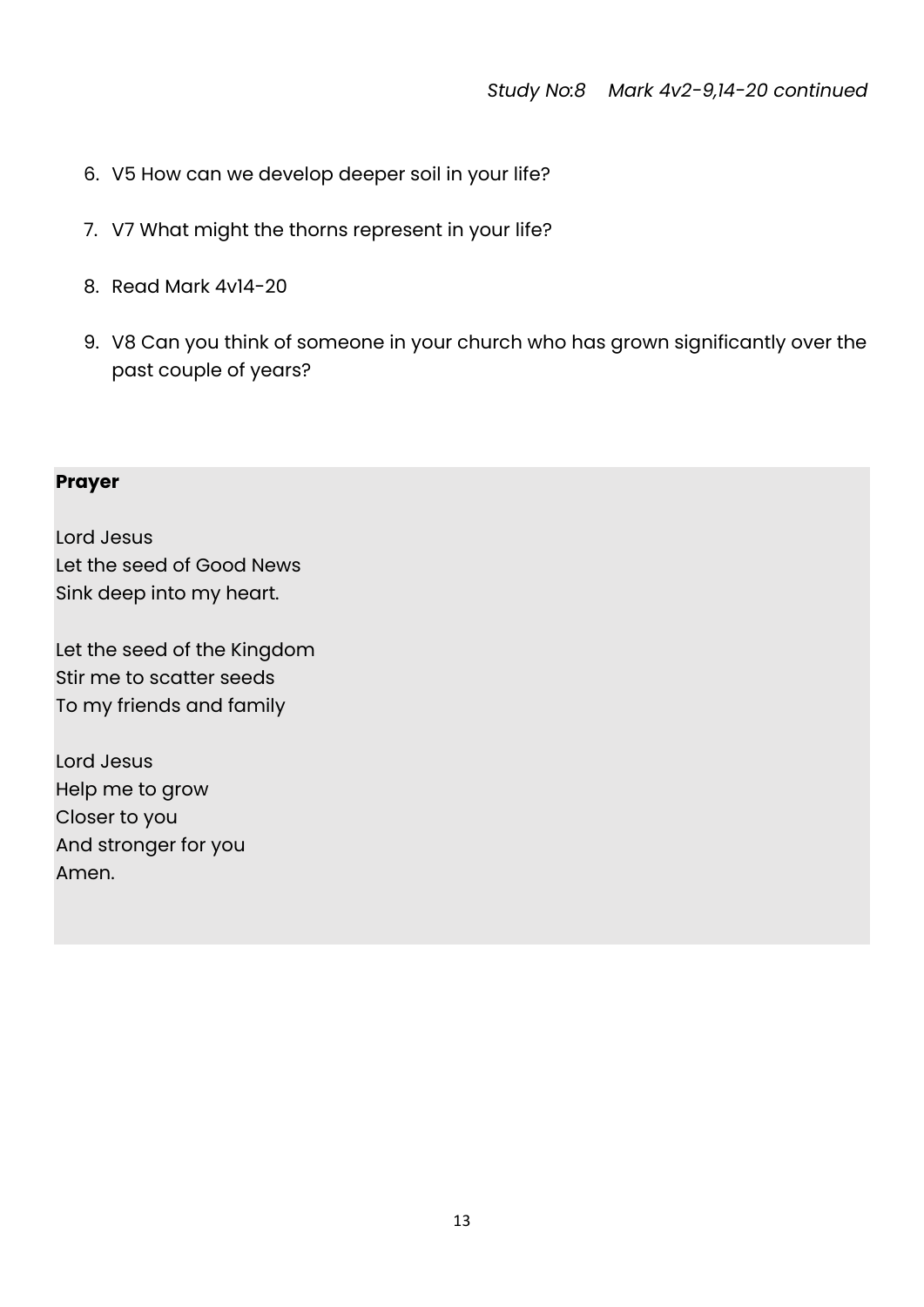*Study No:8    Mark 4v2-9,14-20 continued*

6. V5 How can we develop deeper soil in your life?

7. V7 What might the thorns represent in your life?

8. Read Mark 4v14-20

9. V8 Can you think of someone in your church who has grown significantly over the past couple of years?

**Prayer**

Lord Jesus
Let the seed of Good News
Sink deep into my heart.

Let the seed of the Kingdom
Stir me to scatter seeds
To my friends and family

Lord Jesus
Help me to grow
Closer to you
And stronger for you
Amen.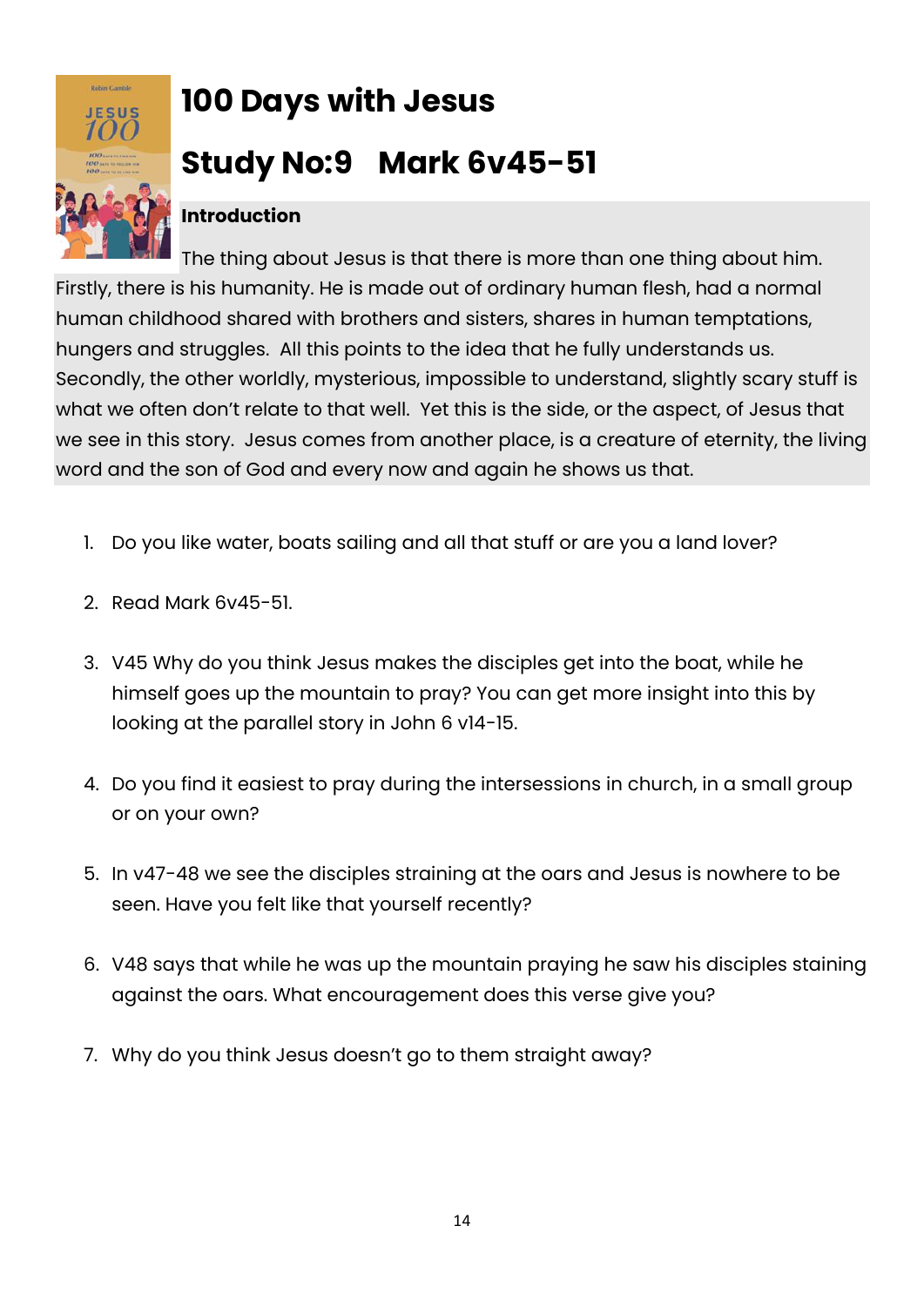# 100 Days with Jesus

## Study No:9 Mark 6v45-51

**Introduction**

The thing about Jesus is that there is more than one thing about him. Firstly, there is his humanity. He is made out of ordinary human flesh, had a normal human childhood shared with brothers and sisters, shares in human temptations, hungers and struggles. All this points to the idea that he fully understands us. Secondly, the other worldly, mysterious, impossible to understand, slightly scary stuff is what we often don't relate to that well. Yet this is the side, or the aspect, of Jesus that we see in this story. Jesus comes from another place, is a creature of eternity, the living word and the son of God and every now and again he shows us that.

1. Do you like water, boats sailing and all that stuff or are you a land lover?
2. Read Mark 6v45-51.
3. V45 Why do you think Jesus makes the disciples get into the boat, while he himself goes up the mountain to pray? You can get more insight into this by looking at the parallel story in John 6 v14-15.
4. Do you find it easiest to pray during the intersessions in church, in a small group or on your own?
5. In v47-48 we see the disciples straining at the oars and Jesus is nowhere to be seen. Have you felt like that yourself recently?
6. V48 says that while he was up the mountain praying he saw his disciples staining against the oars. What encouragement does this verse give you?
7. Why do you think Jesus doesn't go to them straight away?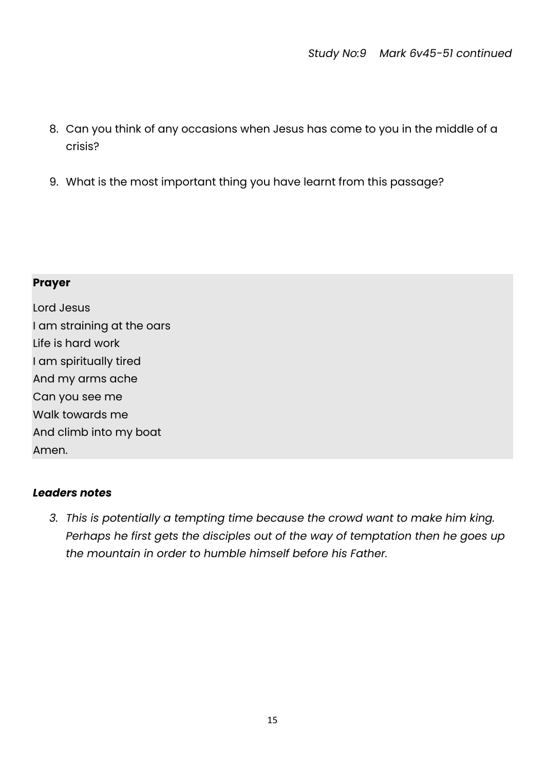*Study No:9 Mark 6v45-51 continued*

8. Can you think of any occasions when Jesus has come to you in the middle of a crisis?

9. What is the most important thing you have learnt from this passage?

**Prayer**

Lord Jesus
I am straining at the oars
Life is hard work
I am spiritually tired
And my arms ache
Can you see me
Walk towards me
And climb into my boat
Amen.

***Leaders notes***

3. *This is potentially a tempting time because the crowd want to make him king. Perhaps he first gets the disciples out of the way of temptation then he goes up the mountain in order to humble himself before his Father.*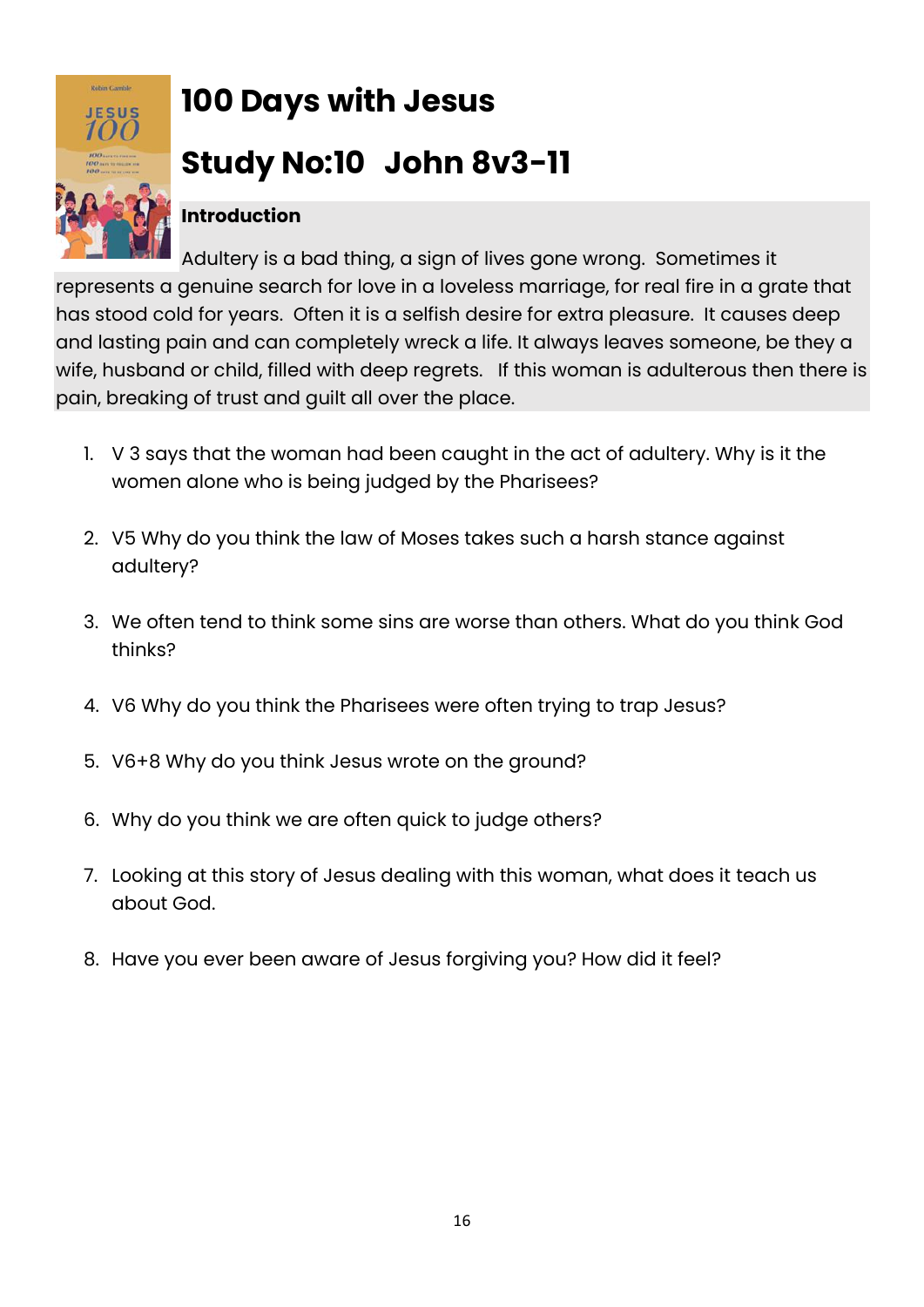# 100 Days with Jesus

# Study No:10 John 8v3-11

**Introduction**

Adultery is a bad thing, a sign of lives gone wrong. Sometimes it represents a genuine search for love in a loveless marriage, for real fire in a grate that has stood cold for years. Often it is a selfish desire for extra pleasure. It causes deep and lasting pain and can completely wreck a life. It always leaves someone, be they a wife, husband or child, filled with deep regrets. If this woman is adulterous then there is pain, breaking of trust and guilt all over the place.

1. V 3 says that the woman had been caught in the act of adultery. Why is it the women alone who is being judged by the Pharisees?

2. V5 Why do you think the law of Moses takes such a harsh stance against adultery?

3. We often tend to think some sins are worse than others. What do you think God thinks?

4. V6 Why do you think the Pharisees were often trying to trap Jesus?

5. V6+8 Why do you think Jesus wrote on the ground?

6. Why do you think we are often quick to judge others?

7. Looking at this story of Jesus dealing with this woman, what does it teach us about God.

8. Have you ever been aware of Jesus forgiving you? How did it feel?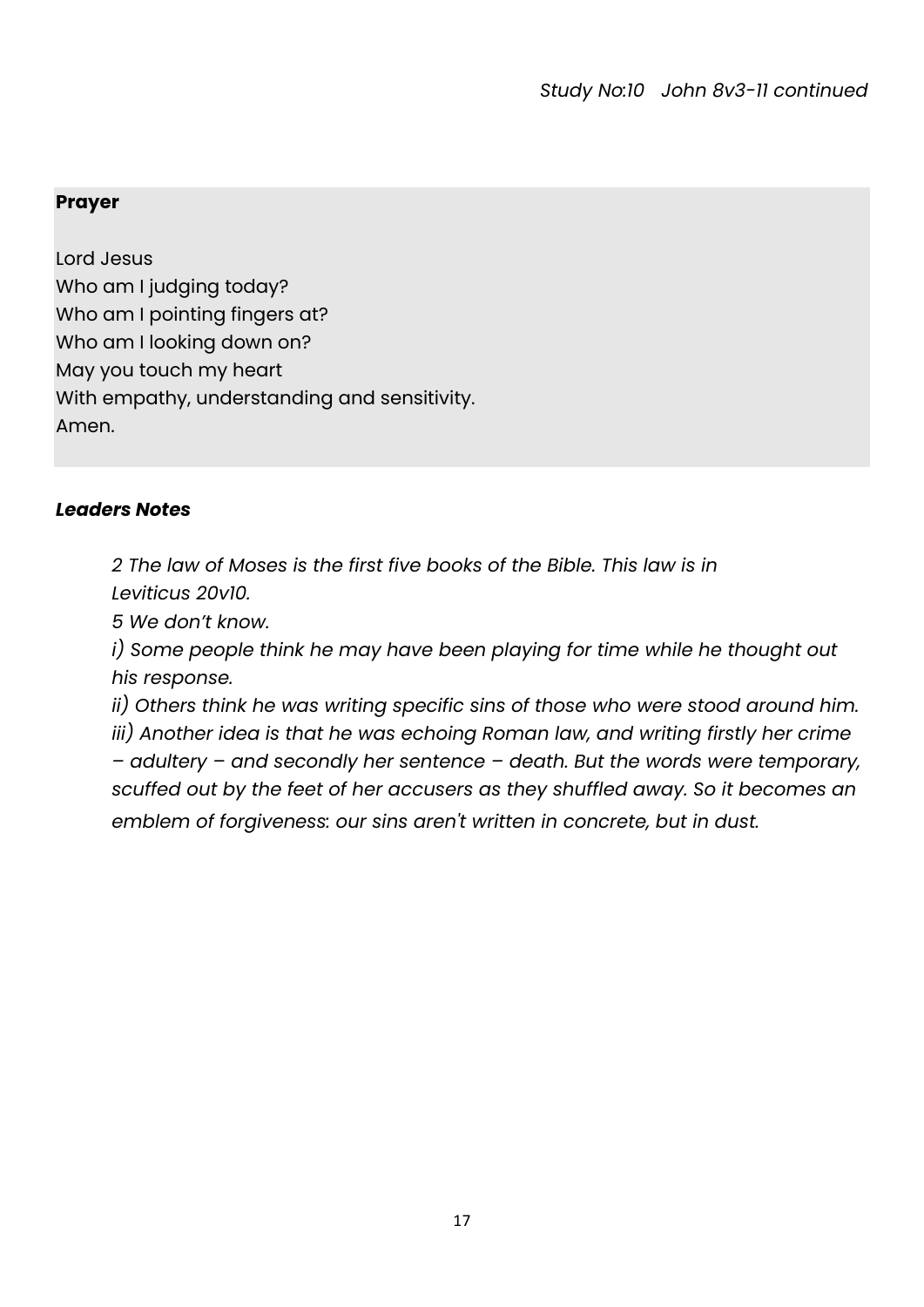*Study No:10 John 8v3-11 continued*

**Prayer**

Lord Jesus
Who am I judging today?
Who am I pointing fingers at?
Who am I looking down on?
May you touch my heart
With empathy, understanding and sensitivity.
Amen.

***Leaders Notes***

*2 The law of Moses is the first five books of the Bible. This law is in Leviticus 20v10.*

*5 We don't know.*

*i) Some people think he may have been playing for time while he thought out his response.*

*ii) Others think he was writing specific sins of those who were stood around him.*

*iii) Another idea is that he was echoing Roman law, and writing firstly her crime – adultery – and secondly her sentence – death. But the words were temporary, scuffed out by the feet of her accusers as they shuffled away. So it becomes an emblem of forgiveness: our sins aren't written in concrete, but in dust.*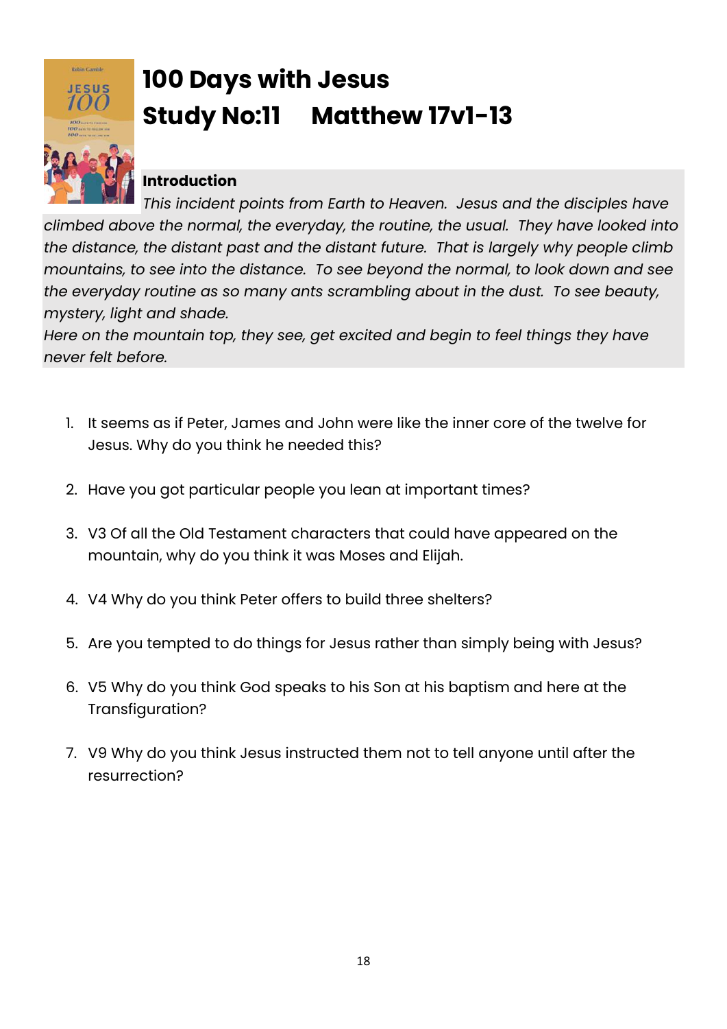# 100 Days with Jesus
# Study No:11     Matthew 17v1-13

**Introduction**

*This incident points from Earth to Heaven. Jesus and the disciples have climbed above the normal, the everyday, the routine, the usual. They have looked into the distance, the distant past and the distant future. That is largely why people climb mountains, to see into the distance. To see beyond the normal, to look down and see the everyday routine as so many ants scrambling about in the dust. To see beauty, mystery, light and shade.*

*Here on the mountain top, they see, get excited and begin to feel things they have never felt before.*

1. It seems as if Peter, James and John were like the inner core of the twelve for Jesus. Why do you think he needed this?

2. Have you got particular people you lean at important times?

3. V3 Of all the Old Testament characters that could have appeared on the mountain, why do you think it was Moses and Elijah.

4. V4 Why do you think Peter offers to build three shelters?

5. Are you tempted to do things for Jesus rather than simply being with Jesus?

6. V5 Why do you think God speaks to his Son at his baptism and here at the Transfiguration?

7. V9 Why do you think Jesus instructed them not to tell anyone until after the resurrection?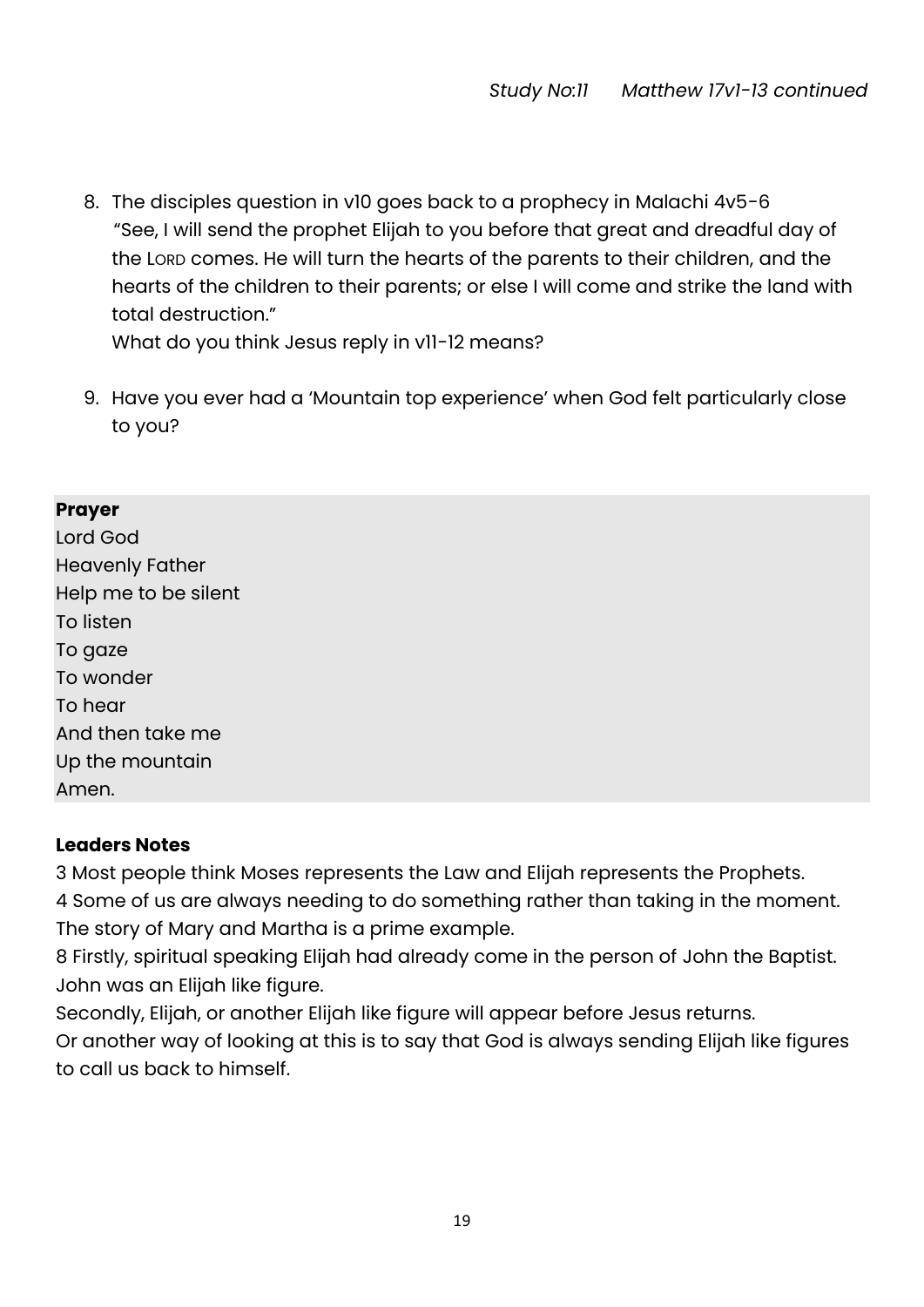*Study No:11 Matthew 17v1-13 continued*

8. The disciples question in v10 goes back to a prophecy in Malachi 4v5-6 “See, I will send the prophet Elijah to you before that great and dreadful day of the LORD comes. He will turn the hearts of the parents to their children, and the hearts of the children to their parents; or else I will come and strike the land with total destruction.”
   What do you think Jesus reply in v11-12 means?

9. Have you ever had a ‘Mountain top experience’ when God felt particularly close to you?

**Prayer**
Lord God
Heavenly Father
Help me to be silent
To listen
To gaze
To wonder
To hear
And then take me
Up the mountain
Amen.

**Leaders Notes**

3 Most people think Moses represents the Law and Elijah represents the Prophets.

4 Some of us are always needing to do something rather than taking in the moment. The story of Mary and Martha is a prime example.

8 Firstly, spiritual speaking Elijah had already come in the person of John the Baptist. John was an Elijah like figure.
Secondly, Elijah, or another Elijah like figure will appear before Jesus returns.
Or another way of looking at this is to say that God is always sending Elijah like figures to call us back to himself.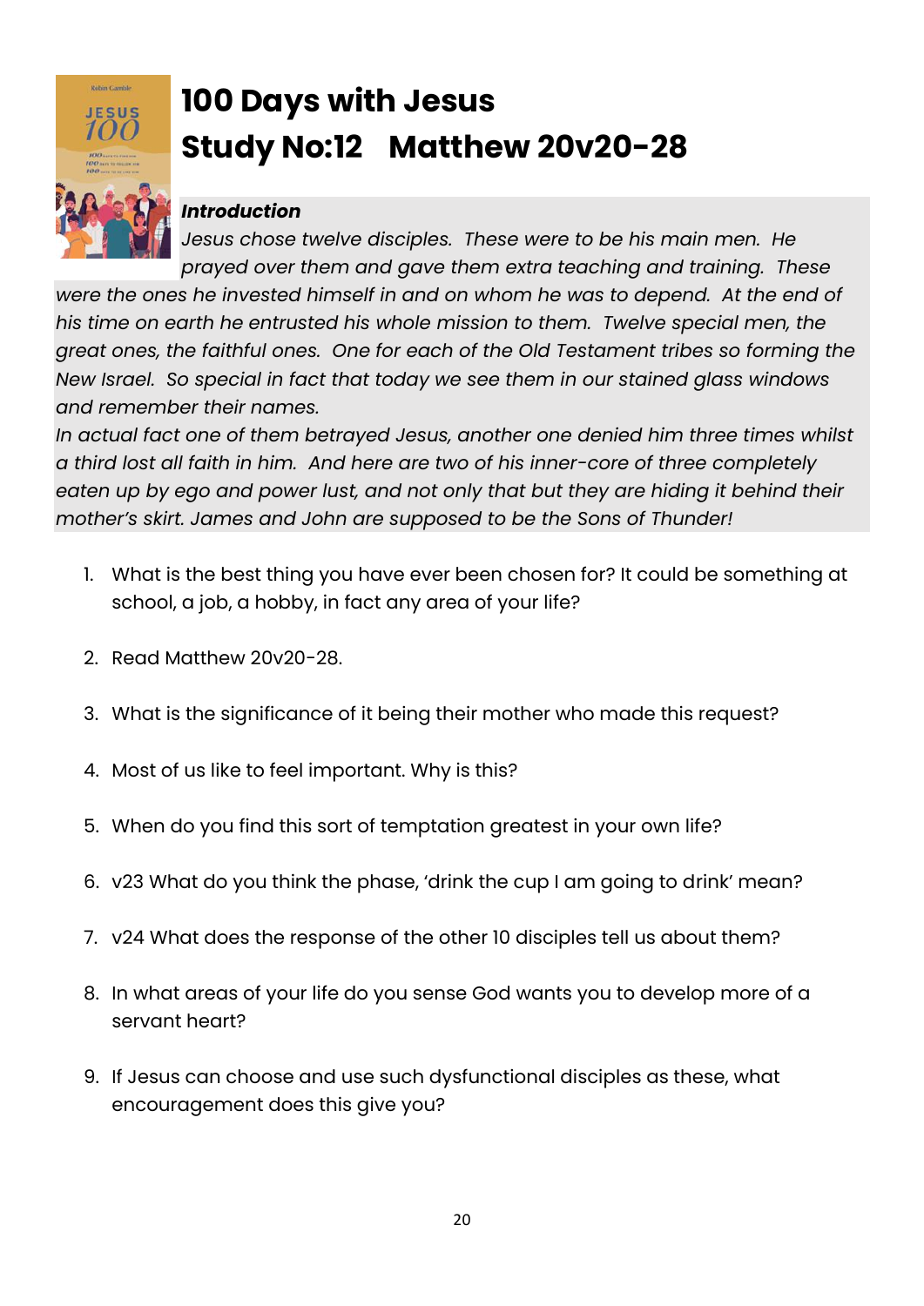# 100 Days with Jesus
# Study No:12   Matthew 20v20-28

***Introduction***

*Jesus chose twelve disciples. These were to be his main men. He prayed over them and gave them extra teaching and training. These were the ones he invested himself in and on whom he was to depend. At the end of his time on earth he entrusted his whole mission to them. Twelve special men, the great ones, the faithful ones. One for each of the Old Testament tribes so forming the New Israel. So special in fact that today we see them in our stained glass windows and remember their names.*

*In actual fact one of them betrayed Jesus, another one denied him three times whilst a third lost all faith in him. And here are two of his inner-core of three completely eaten up by ego and power lust, and not only that but they are hiding it behind their mother's skirt. James and John are supposed to be the Sons of Thunder!*

1. What is the best thing you have ever been chosen for? It could be something at school, a job, a hobby, in fact any area of your life?
2. Read Matthew 20v20-28.
3. What is the significance of it being their mother who made this request?
4. Most of us like to feel important. Why is this?
5. When do you find this sort of temptation greatest in your own life?
6. v23 What do you think the phase, 'drink the cup I am going to drink' mean?
7. v24 What does the response of the other 10 disciples tell us about them?
8. In what areas of your life do you sense God wants you to develop more of a servant heart?
9. If Jesus can choose and use such dysfunctional disciples as these, what encouragement does this give you?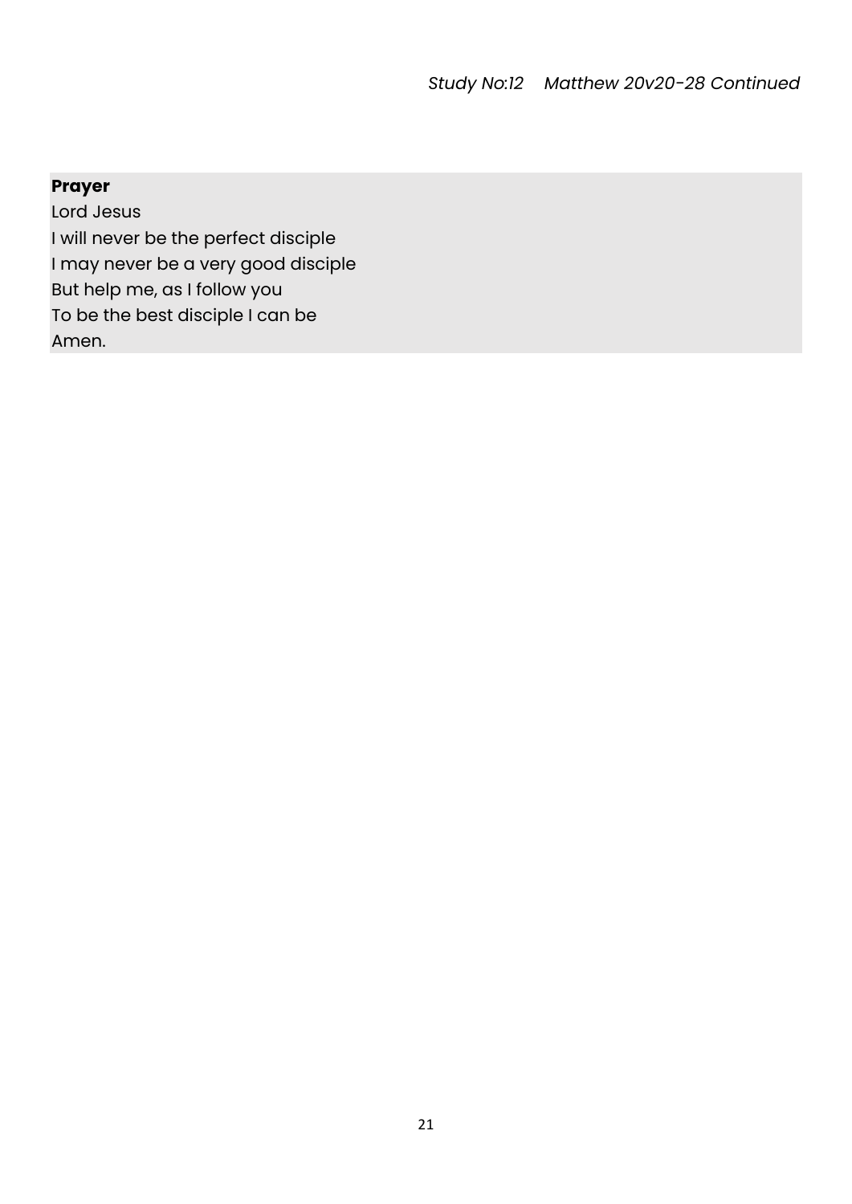**Prayer**

Lord Jesus
I will never be the perfect disciple
I may never be a very good disciple
But help me, as I follow you
To be the best disciple I can be
Amen.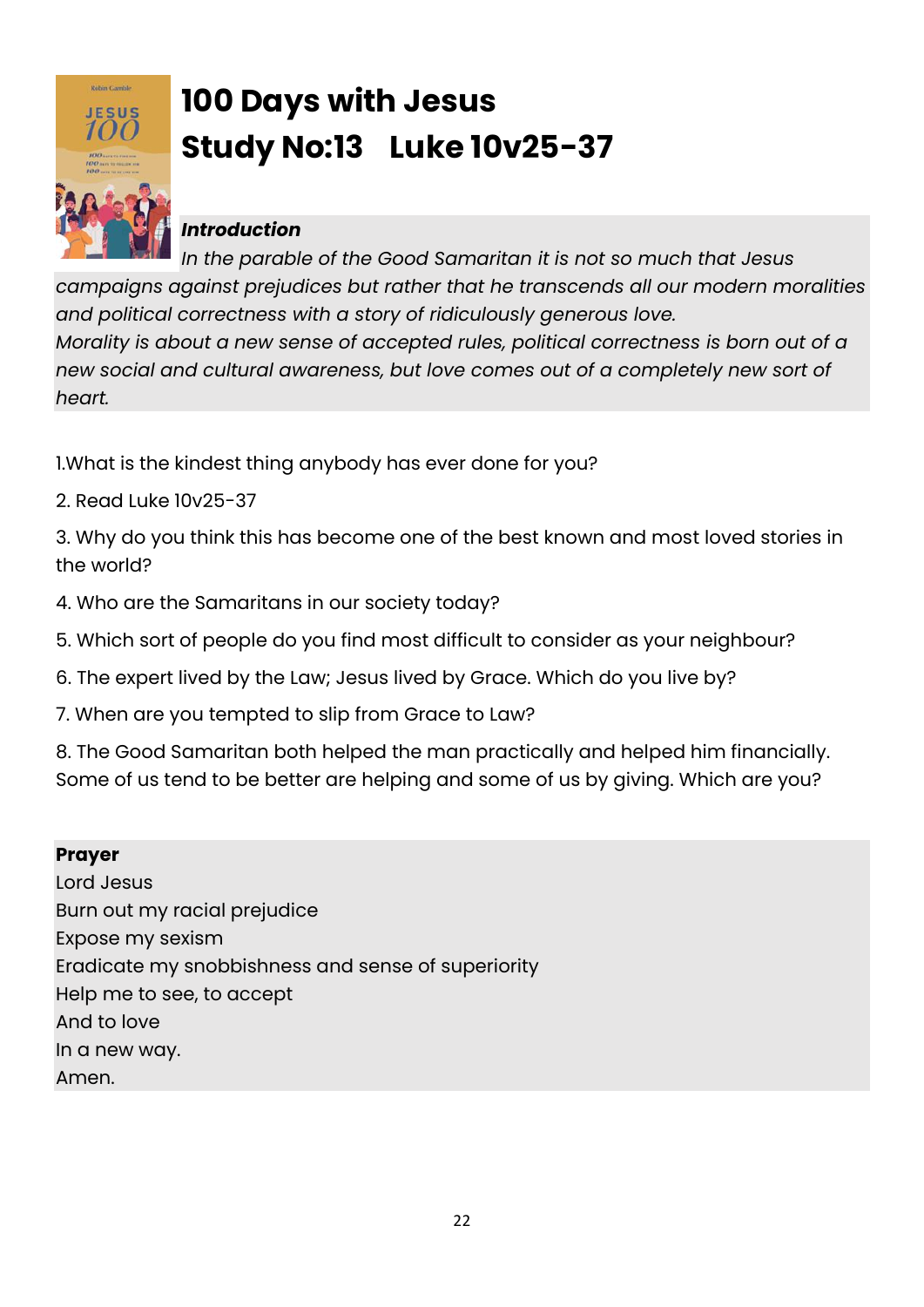# 100 Days with Jesus
# Study No:13 Luke 10v25-37

***Introduction***

*In the parable of the Good Samaritan it is not so much that Jesus campaigns against prejudices but rather that he transcends all our modern moralities and political correctness with a story of ridiculously generous love.*
*Morality is about a new sense of accepted rules, political correctness is born out of a new social and cultural awareness, but love comes out of a completely new sort of heart.*

1.What is the kindest thing anybody has ever done for you?

2. Read Luke 10v25-37

3. Why do you think this has become one of the best known and most loved stories in the world?

4. Who are the Samaritans in our society today?

5. Which sort of people do you find most difficult to consider as your neighbour?

6. The expert lived by the Law; Jesus lived by Grace. Which do you live by?

7. When are you tempted to slip from Grace to Law?

8. The Good Samaritan both helped the man practically and helped him financially. Some of us tend to be better are helping and some of us by giving. Which are you?

**Prayer**
Lord Jesus
Burn out my racial prejudice
Expose my sexism
Eradicate my snobbishness and sense of superiority
Help me to see, to accept
And to love
In a new way.
Amen.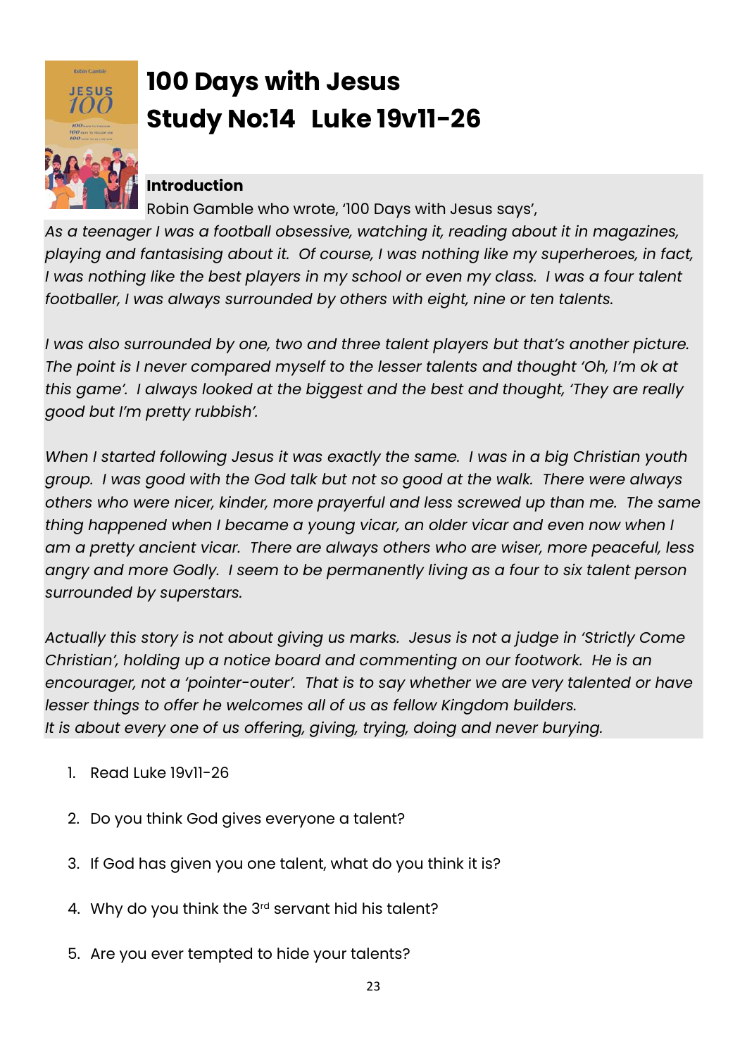# 100 Days with Jesus
# Study No:14 Luke 19v11-26

**Introduction**

Robin Gamble who wrote, '100 Days with Jesus says',

*As a teenager I was a football obsessive, watching it, reading about it in magazines, playing and fantasising about it. Of course, I was nothing like my superheroes, in fact, I was nothing like the best players in my school or even my class. I was a four talent footballer, I was always surrounded by others with eight, nine or ten talents.*

*I was also surrounded by one, two and three talent players but that's another picture. The point is I never compared myself to the lesser talents and thought 'Oh, I'm ok at this game'. I always looked at the biggest and the best and thought, 'They are really good but I'm pretty rubbish'.*

*When I started following Jesus it was exactly the same. I was in a big Christian youth group. I was good with the God talk but not so good at the walk. There were always others who were nicer, kinder, more prayerful and less screwed up than me. The same thing happened when I became a young vicar, an older vicar and even now when I am a pretty ancient vicar. There are always others who are wiser, more peaceful, less angry and more Godly. I seem to be permanently living as a four to six talent person surrounded by superstars.*

*Actually this story is not about giving us marks. Jesus is not a judge in 'Strictly Come Christian', holding up a notice board and commenting on our footwork. He is an encourager, not a 'pointer-outer'. That is to say whether we are very talented or have lesser things to offer he welcomes all of us as fellow Kingdom builders.*
*It is about every one of us offering, giving, trying, doing and never burying.*

1. Read Luke 19v11-26
2. Do you think God gives everyone a talent?
3. If God has given you one talent, what do you think it is?
4. Why do you think the 3rd servant hid his talent?
5. Are you ever tempted to hide your talents?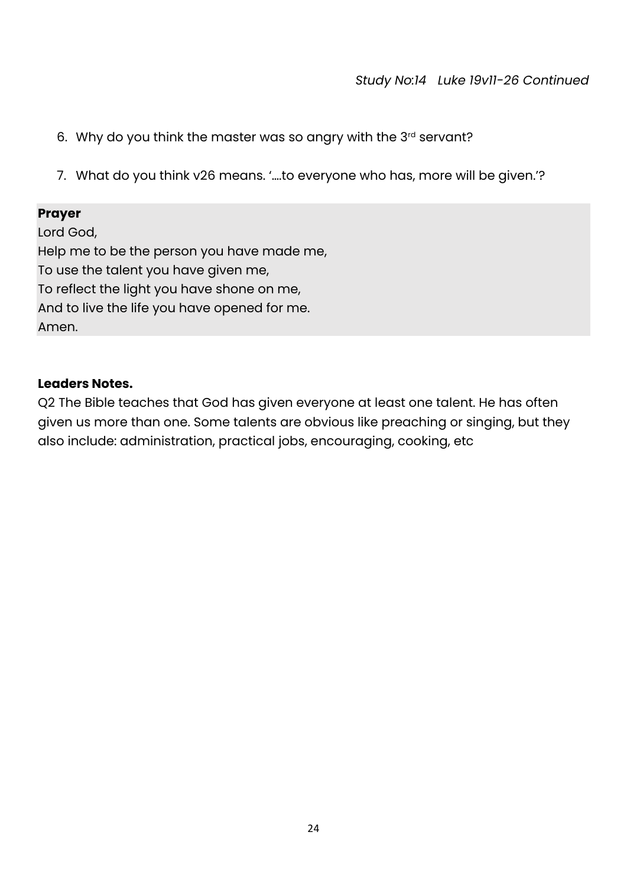*Study No:14 Luke 19v11-26 Continued*

6. Why do you think the master was so angry with the 3rd servant?

7. What do you think v26 means. '….to everyone who has, more will be given.'?

**Prayer**
Lord God,
Help me to be the person you have made me,
To use the talent you have given me,
To reflect the light you have shone on me,
And to live the life you have opened for me.
Amen.

**Leaders Notes.**

Q2 The Bible teaches that God has given everyone at least one talent. He has often given us more than one. Some talents are obvious like preaching or singing, but they also include: administration, practical jobs, encouraging, cooking, etc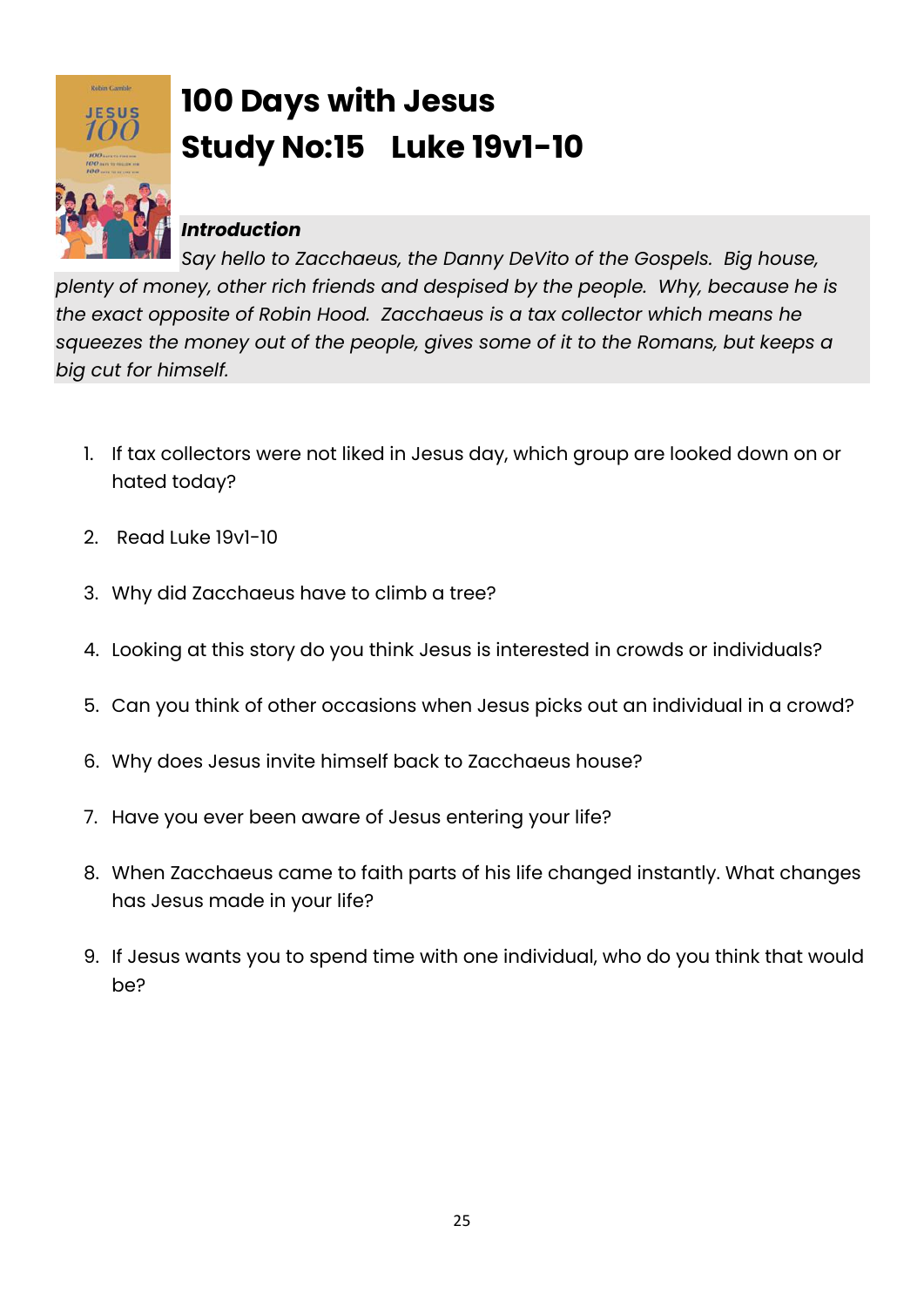# 100 Days with Jesus
# Study No:15 Luke 19v1-10

***Introduction***

*Say hello to Zacchaeus, the Danny DeVito of the Gospels. Big house, plenty of money, other rich friends and despised by the people. Why, because he is the exact opposite of Robin Hood. Zacchaeus is a tax collector which means he squeezes the money out of the people, gives some of it to the Romans, but keeps a big cut for himself.*

1. If tax collectors were not liked in Jesus day, which group are looked down on or hated today?
2. Read Luke 19v1-10
3. Why did Zacchaeus have to climb a tree?
4. Looking at this story do you think Jesus is interested in crowds or individuals?
5. Can you think of other occasions when Jesus picks out an individual in a crowd?
6. Why does Jesus invite himself back to Zacchaeus house?
7. Have you ever been aware of Jesus entering your life?
8. When Zacchaeus came to faith parts of his life changed instantly. What changes has Jesus made in your life?
9. If Jesus wants you to spend time with one individual, who do you think that would be?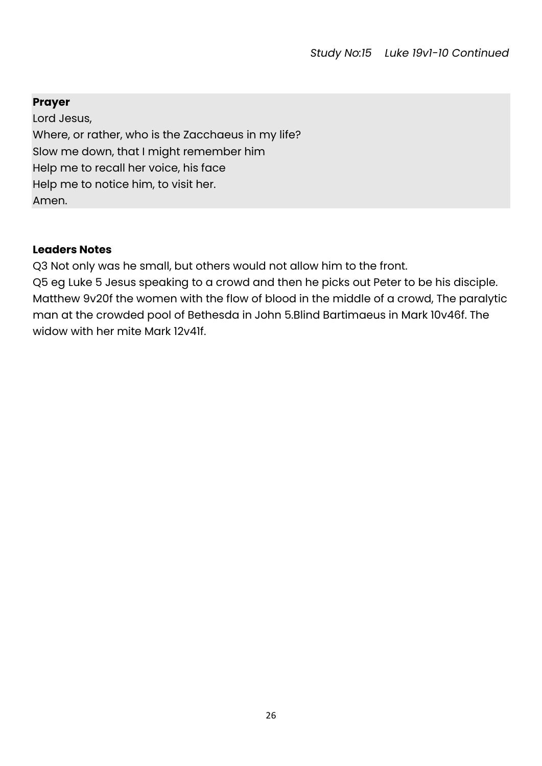*Study No:15 Luke 19v1-10 Continued*

**Prayer**

Lord Jesus,
Where, or rather, who is the Zacchaeus in my life?
Slow me down, that I might remember him
Help me to recall her voice, his face
Help me to notice him, to visit her.
Amen.

**Leaders Notes**

Q3 Not only was he small, but others would not allow him to the front.
Q5 eg Luke 5 Jesus speaking to a crowd and then he picks out Peter to be his disciple. Matthew 9v20f the women with the flow of blood in the middle of a crowd, The paralytic man at the crowded pool of Bethesda in John 5.Blind Bartimaeus in Mark 10v46f. The widow with her mite Mark 12v41f.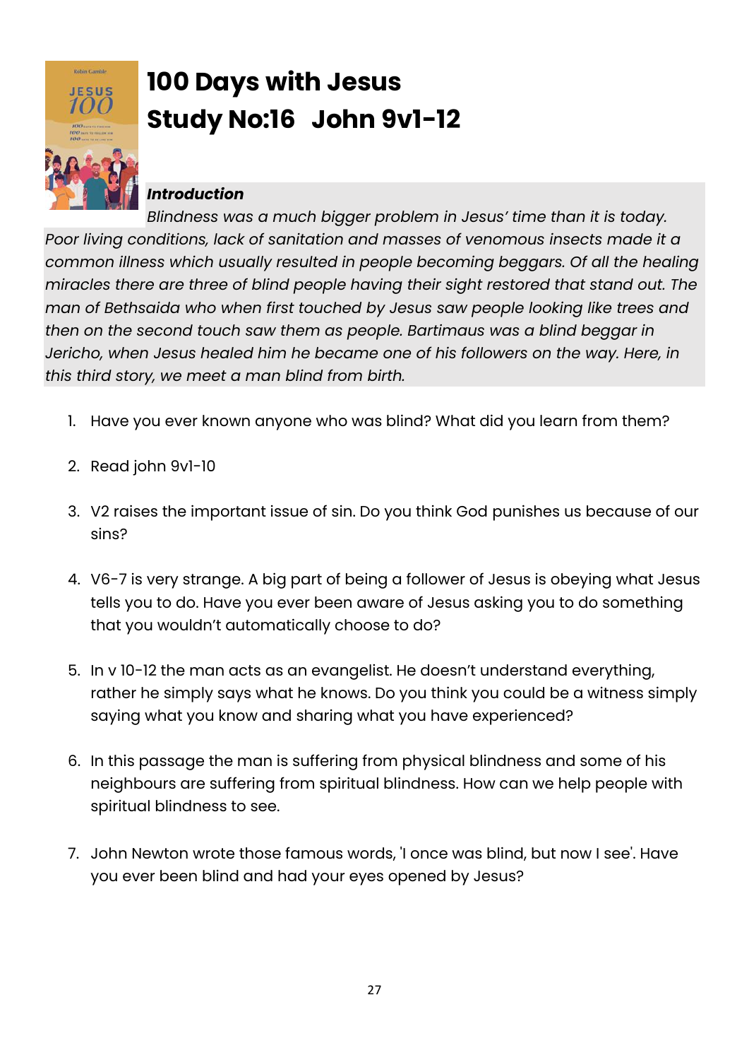# 100 Days with Jesus
# Study No:16 John 9v1-12

***Introduction***

*Blindness was a much bigger problem in Jesus' time than it is today. Poor living conditions, lack of sanitation and masses of venomous insects made it a common illness which usually resulted in people becoming beggars. Of all the healing miracles there are three of blind people having their sight restored that stand out. The man of Bethsaida who when first touched by Jesus saw people looking like trees and then on the second touch saw them as people. Bartimaus was a blind beggar in Jericho, when Jesus healed him he became one of his followers on the way. Here, in this third story, we meet a man blind from birth.*

1. Have you ever known anyone who was blind? What did you learn from them?
2. Read john 9v1-10
3. V2 raises the important issue of sin. Do you think God punishes us because of our sins?
4. V6-7 is very strange. A big part of being a follower of Jesus is obeying what Jesus tells you to do. Have you ever been aware of Jesus asking you to do something that you wouldn't automatically choose to do?
5. In v 10-12 the man acts as an evangelist. He doesn't understand everything, rather he simply says what he knows. Do you think you could be a witness simply saying what you know and sharing what you have experienced?
6. In this passage the man is suffering from physical blindness and some of his neighbours are suffering from spiritual blindness. How can we help people with spiritual blindness to see.
7. John Newton wrote those famous words, 'I once was blind, but now I see'. Have you ever been blind and had your eyes opened by Jesus?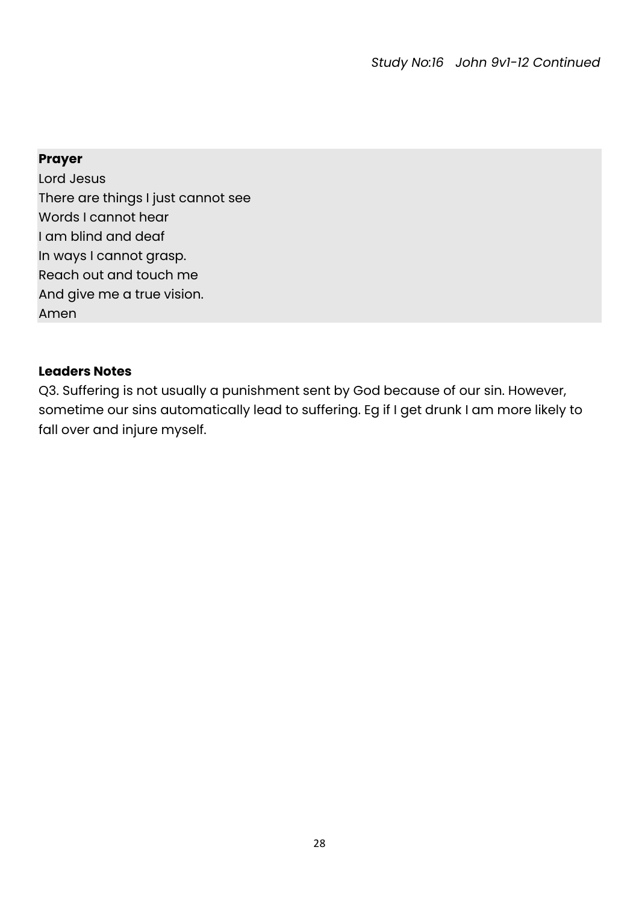*Study No:16 John 9v1-12 Continued*

**Prayer**

Lord Jesus
There are things I just cannot see
Words I cannot hear
I am blind and deaf
In ways I cannot grasp.
Reach out and touch me
And give me a true vision.
Amen

**Leaders Notes**

Q3. Suffering is not usually a punishment sent by God because of our sin. However, sometime our sins automatically lead to suffering. Eg if I get drunk I am more likely to fall over and injure myself.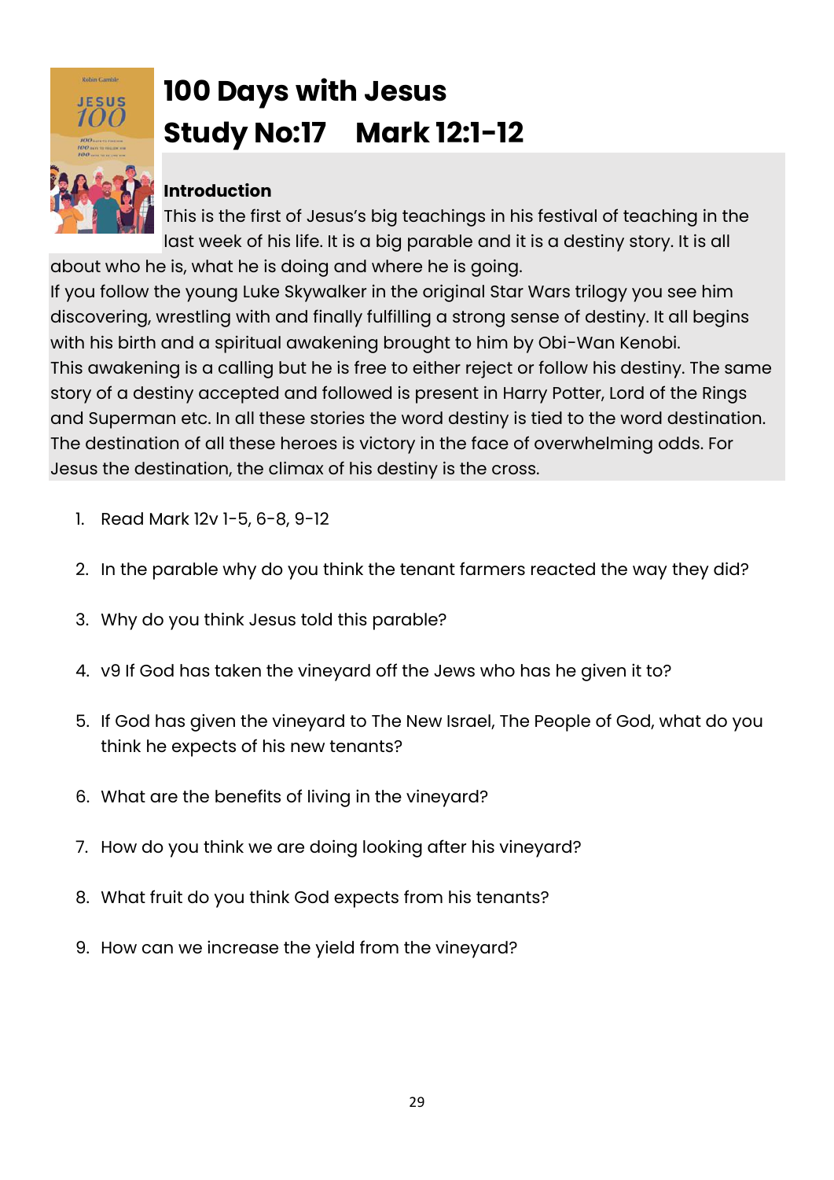# 100 Days with Jesus
# Study No:17 Mark 12:1-12

### Introduction

This is the first of Jesus's big teachings in his festival of teaching in the last week of his life. It is a big parable and it is a destiny story. It is all about who he is, what he is doing and where he is going.

If you follow the young Luke Skywalker in the original Star Wars trilogy you see him discovering, wrestling with and finally fulfilling a strong sense of destiny. It all begins with his birth and a spiritual awakening brought to him by Obi-Wan Kenobi.

This awakening is a calling but he is free to either reject or follow his destiny. The same story of a destiny accepted and followed is present in Harry Potter, Lord of the Rings and Superman etc. In all these stories the word destiny is tied to the word destination. The destination of all these heroes is victory in the face of overwhelming odds. For Jesus the destination, the climax of his destiny is the cross.

1. Read Mark 12v 1-5, 6-8, 9-12
2. In the parable why do you think the tenant farmers reacted the way they did?
3. Why do you think Jesus told this parable?
4. v9 If God has taken the vineyard off the Jews who has he given it to?
5. If God has given the vineyard to The New Israel, The People of God, what do you think he expects of his new tenants?
6. What are the benefits of living in the vineyard?
7. How do you think we are doing looking after his vineyard?
8. What fruit do you think God expects from his tenants?
9. How can we increase the yield from the vineyard?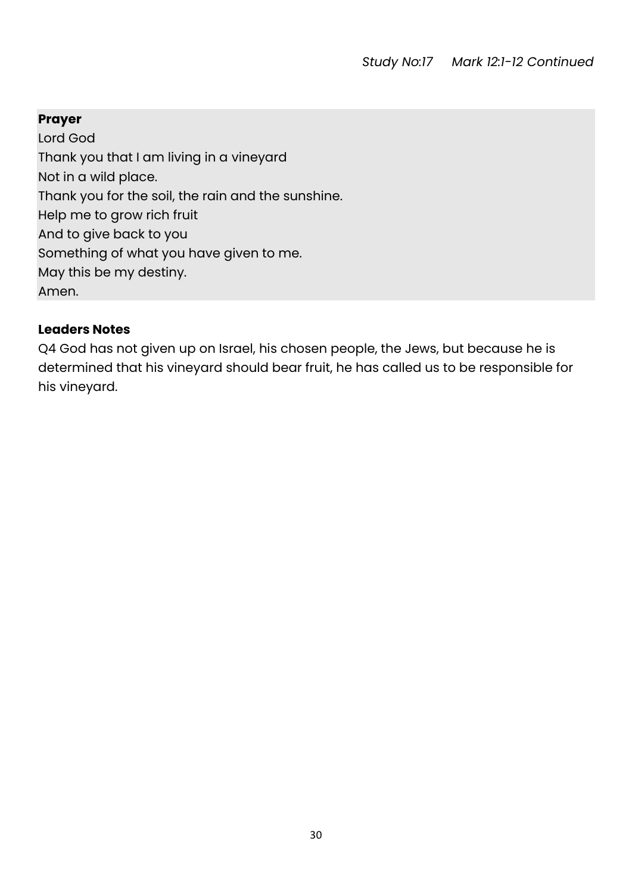### Prayer

Lord God
Thank you that I am living in a vineyard
Not in a wild place.
Thank you for the soil, the rain and the sunshine.
Help me to grow rich fruit
And to give back to you
Something of what you have given to me.
May this be my destiny.
Amen.

### Leaders Notes

Q4 God has not given up on Israel, his chosen people, the Jews, but because he is determined that his vineyard should bear fruit, he has called us to be responsible for his vineyard.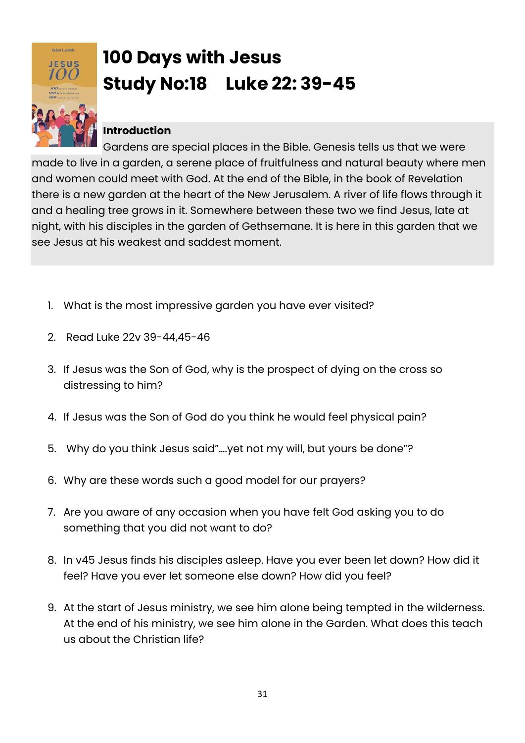# 100 Days with Jesus
# Study No:18    Luke 22: 39-45

**Introduction**

Gardens are special places in the Bible. Genesis tells us that we were made to live in a garden, a serene place of fruitfulness and natural beauty where men and women could meet with God. At the end of the Bible, in the book of Revelation there is a new garden at the heart of the New Jerusalem. A river of life flows through it and a healing tree grows in it. Somewhere between these two we find Jesus, late at night, with his disciples in the garden of Gethsemane. It is here in this garden that we see Jesus at his weakest and saddest moment.

1. What is the most impressive garden you have ever visited?
2. Read Luke 22v 39-44,45-46
3. If Jesus was the Son of God, why is the prospect of dying on the cross so distressing to him?
4. If Jesus was the Son of God do you think he would feel physical pain?
5. Why do you think Jesus said"....yet not my will, but yours be done"?
6. Why are these words such a good model for our prayers?
7. Are you aware of any occasion when you have felt God asking you to do something that you did not want to do?
8. In v45 Jesus finds his disciples asleep. Have you ever been let down? How did it feel? Have you ever let someone else down? How did you feel?
9. At the start of Jesus ministry, we see him alone being tempted in the wilderness. At the end of his ministry, we see him alone in the Garden. What does this teach us about the Christian life?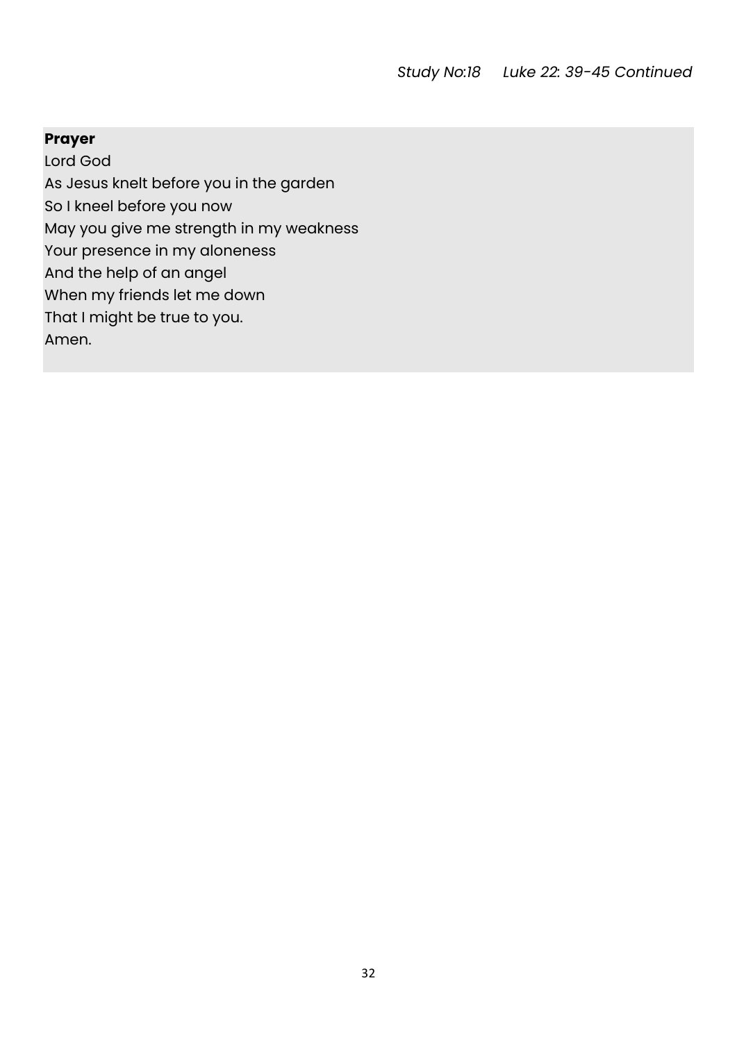*Study No:18 Luke 22: 39-45 Continued*

**Prayer**

Lord God
As Jesus knelt before you in the garden
So I kneel before you now
May you give me strength in my weakness
Your presence in my aloneness
And the help of an angel
When my friends let me down
That I might be true to you.
Amen.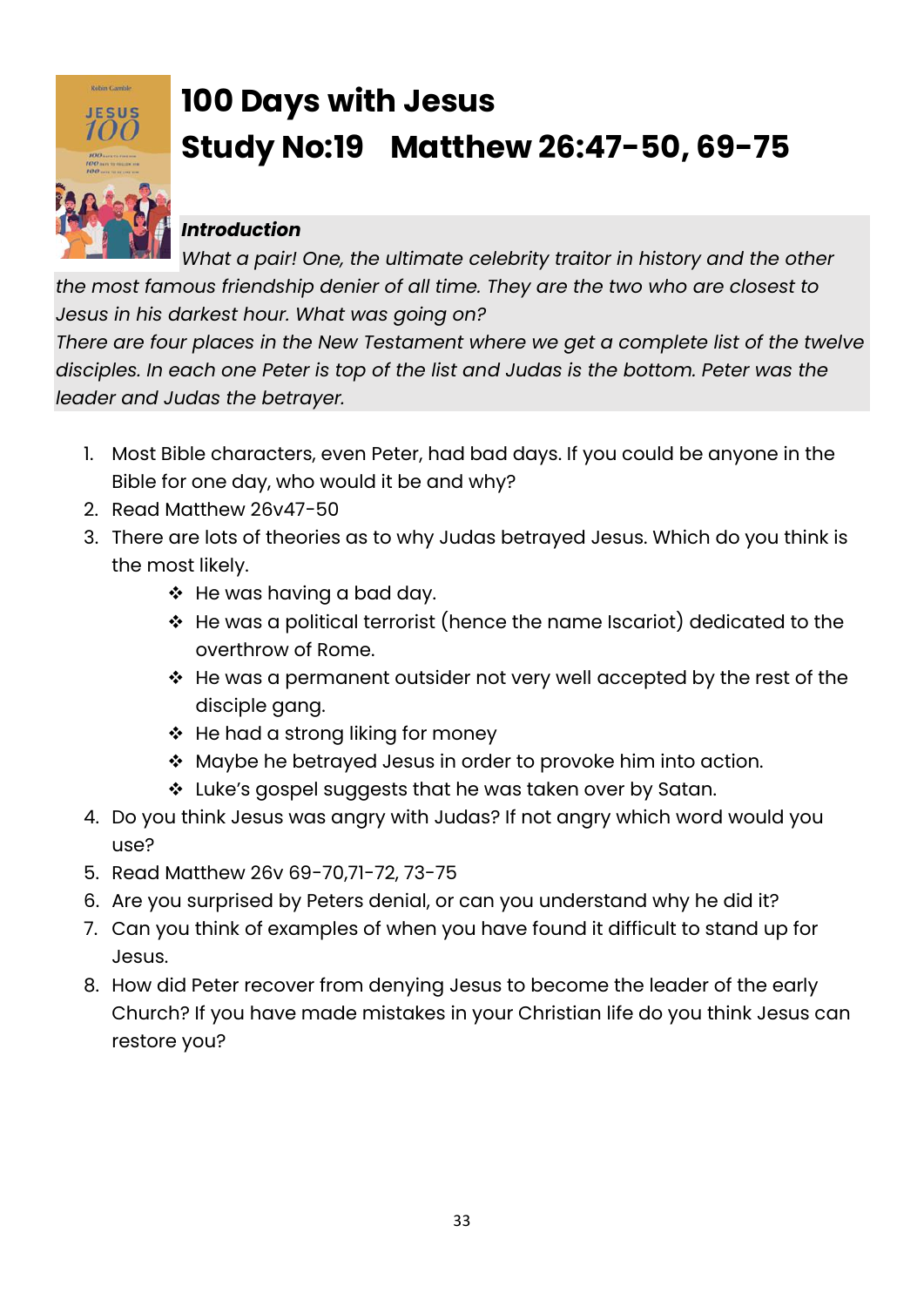# 100 Days with Jesus
# Study No:19 Matthew 26:47-50, 69-75

***Introduction***

*What a pair! One, the ultimate celebrity traitor in history and the other the most famous friendship denier of all time. They are the two who are closest to Jesus in his darkest hour. What was going on?*

*There are four places in the New Testament where we get a complete list of the twelve disciples. In each one Peter is top of the list and Judas is the bottom. Peter was the leader and Judas the betrayer.*

1. Most Bible characters, even Peter, had bad days. If you could be anyone in the Bible for one day, who would it be and why?
2. Read Matthew 26v47-50
3. There are lots of theories as to why Judas betrayed Jesus. Which do you think is the most likely.
   - He was having a bad day.
   - He was a political terrorist (hence the name Iscariot) dedicated to the overthrow of Rome.
   - He was a permanent outsider not very well accepted by the rest of the disciple gang.
   - He had a strong liking for money
   - Maybe he betrayed Jesus in order to provoke him into action.
   - Luke's gospel suggests that he was taken over by Satan.
4. Do you think Jesus was angry with Judas? If not angry which word would you use?
5. Read Matthew 26v 69-70,71-72, 73-75
6. Are you surprised by Peters denial, or can you understand why he did it?
7. Can you think of examples of when you have found it difficult to stand up for Jesus.
8. How did Peter recover from denying Jesus to become the leader of the early Church? If you have made mistakes in your Christian life do you think Jesus can restore you?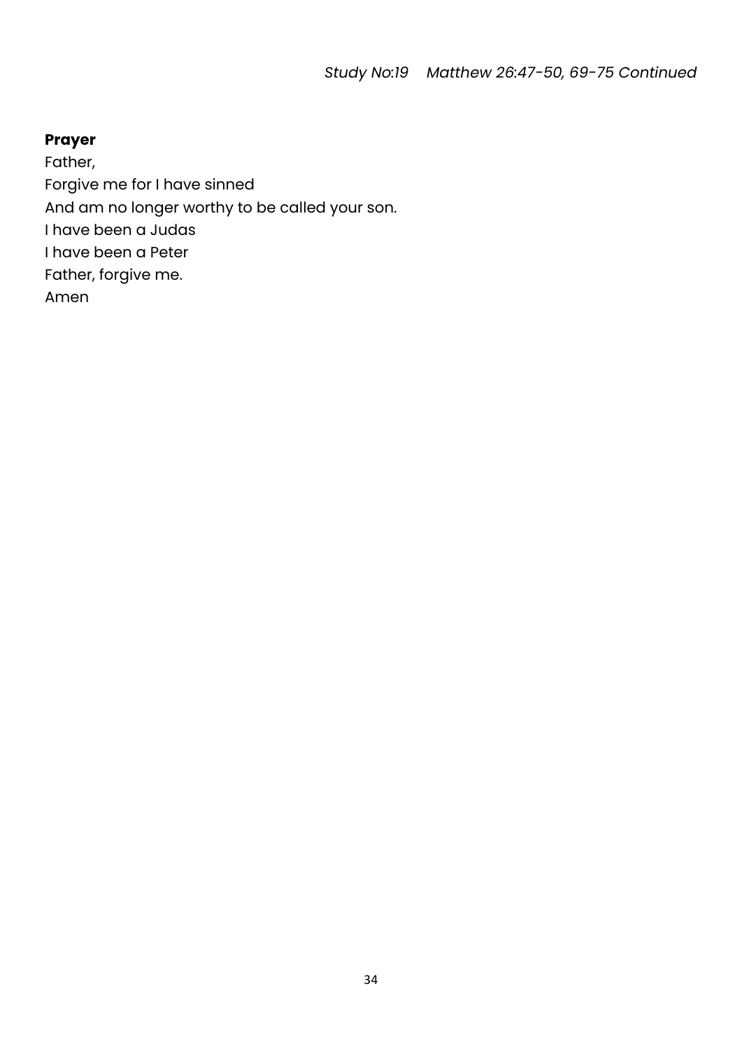**Prayer**

Father,
Forgive me for I have sinned
And am no longer worthy to be called your son.
I have been a Judas
I have been a Peter
Father, forgive me.
Amen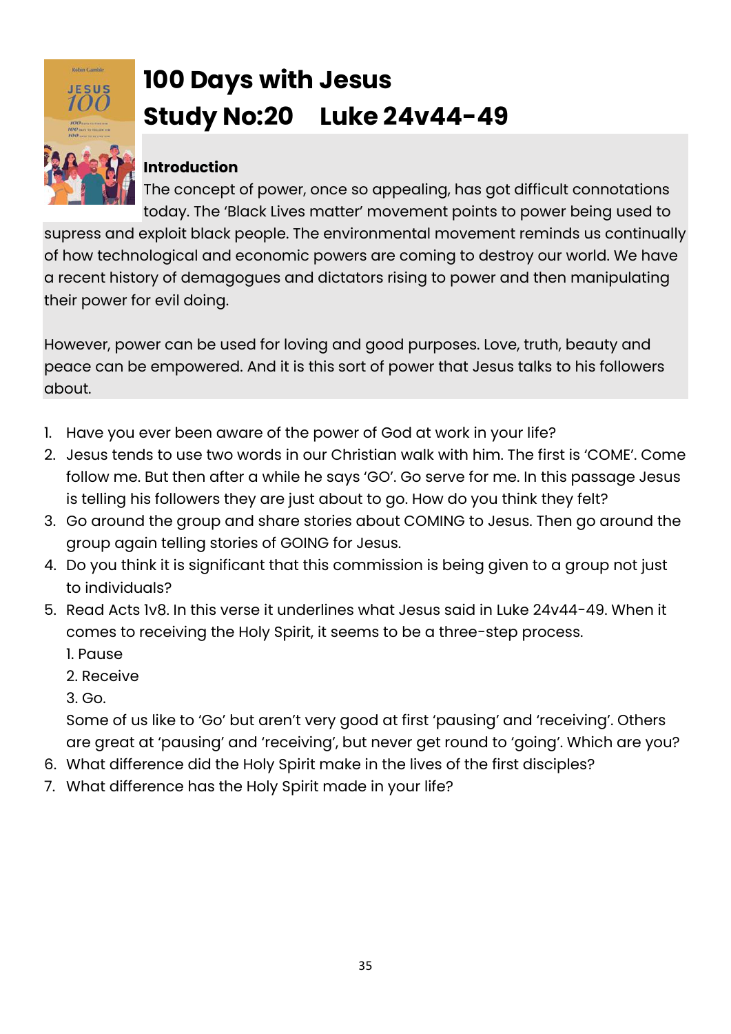# 100 Days with Jesus

# Study No:20 Luke 24v44-49

**Introduction**

The concept of power, once so appealing, has got difficult connotations today. The 'Black Lives matter' movement points to power being used to supress and exploit black people. The environmental movement reminds us continually of how technological and economic powers are coming to destroy our world. We have a recent history of demagogues and dictators rising to power and then manipulating their power for evil doing.

However, power can be used for loving and good purposes. Love, truth, beauty and peace can be empowered. And it is this sort of power that Jesus talks to his followers about.

1. Have you ever been aware of the power of God at work in your life?
2. Jesus tends to use two words in our Christian walk with him. The first is 'COME'. Come follow me. But then after a while he says 'GO'. Go serve for me. In this passage Jesus is telling his followers they are just about to go. How do you think they felt?
3. Go around the group and share stories about COMING to Jesus. Then go around the group again telling stories of GOING for Jesus.
4. Do you think it is significant that this commission is being given to a group not just to individuals?
5. Read Acts 1v8. In this verse it underlines what Jesus said in Luke 24v44-49. When it comes to receiving the Holy Spirit, it seems to be a three-step process.
   1. Pause
   2. Receive
   3. Go.

   Some of us like to 'Go' but aren't very good at first 'pausing' and 'receiving'. Others are great at 'pausing' and 'receiving', but never get round to 'going'. Which are you?
6. What difference did the Holy Spirit make in the lives of the first disciples?
7. What difference has the Holy Spirit made in your life?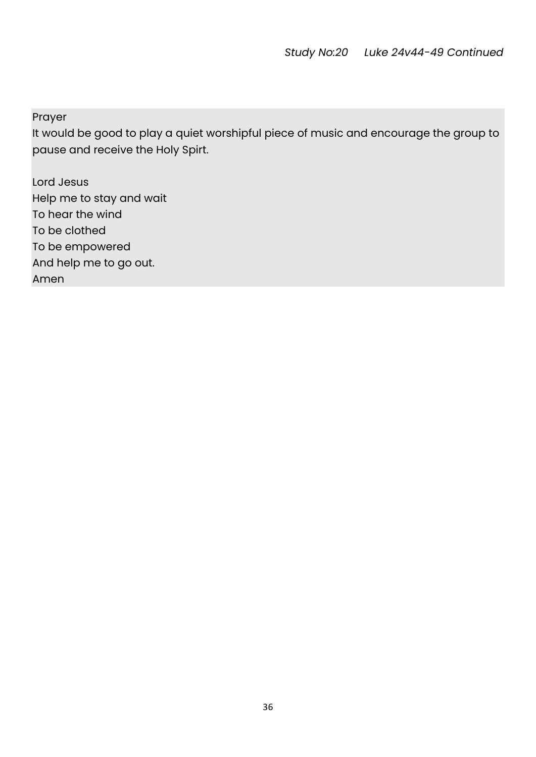*Study No:20 Luke 24v44-49 Continued*

Prayer

It would be good to play a quiet worshipful piece of music and encourage the group to pause and receive the Holy Spirt.

Lord Jesus
Help me to stay and wait
To hear the wind
To be clothed
To be empowered
And help me to go out.
Amen